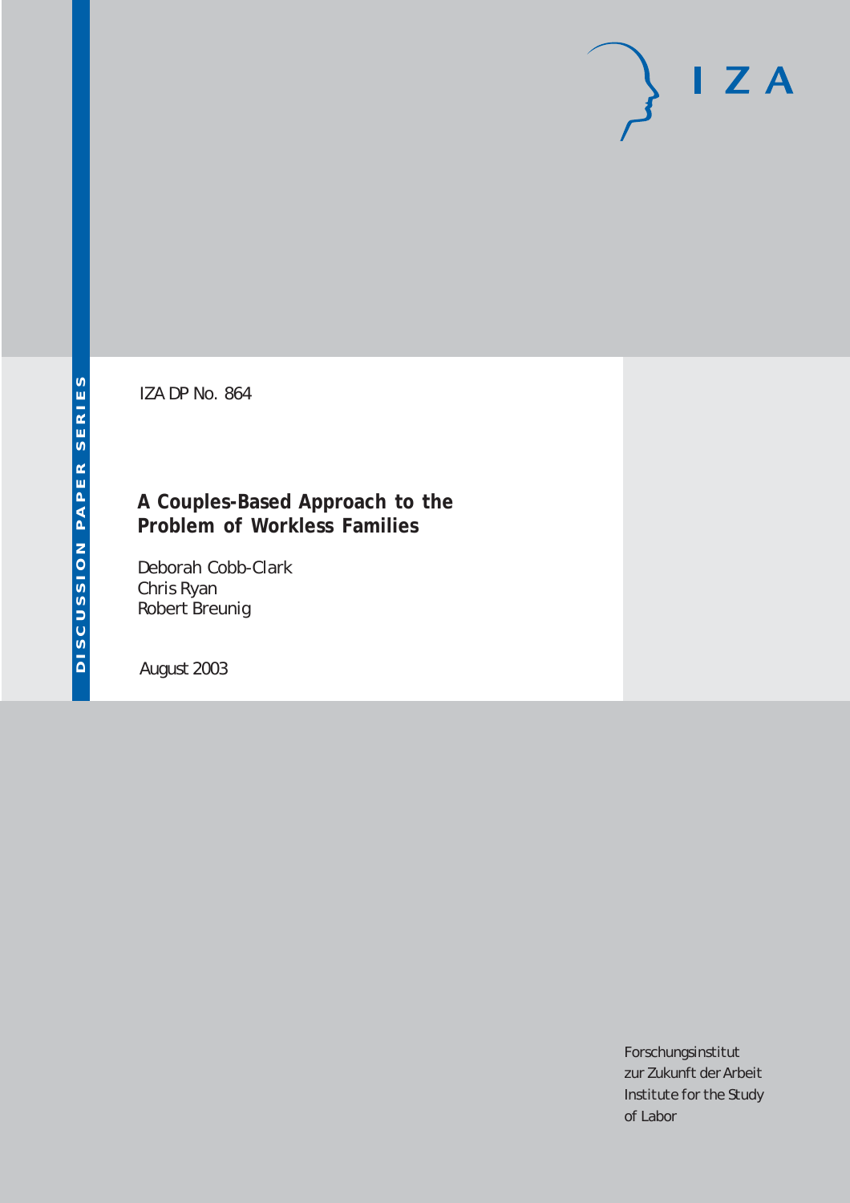IZA DP No. 864

# A Couples-Based Approach to the Problem of Workless Families

Deborah Cobb-Clark
Chris Ryan
Robert Breunig

August 2003

DISCUSSION PAPER SERIES

Forschungsinstitut
zur Zukunft der Arbeit
Institute for the Study
of Labor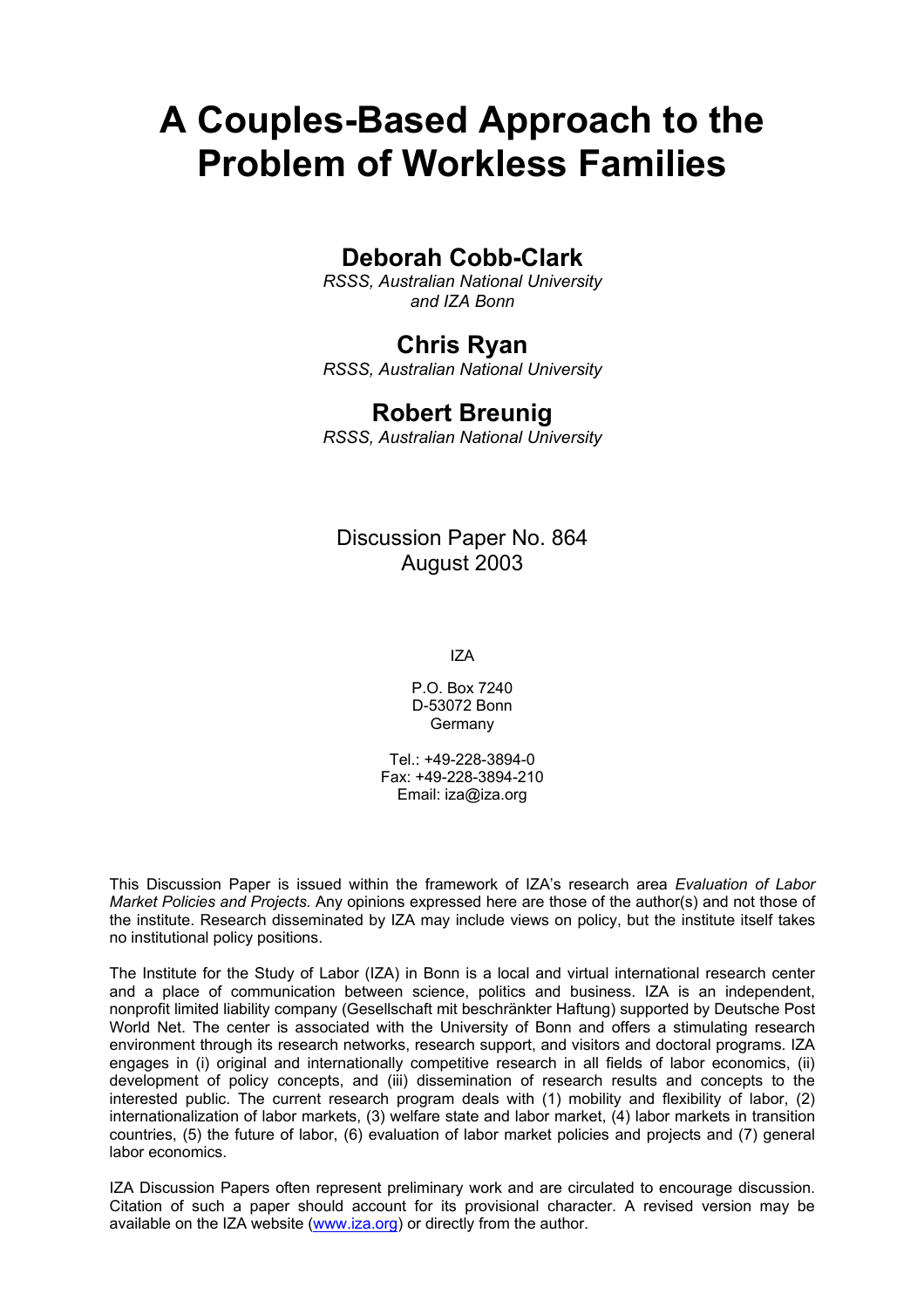# A Couples-Based Approach to the Problem of Workless Families

## Deborah Cobb-Clark

*RSSS, Australian National University and IZA Bonn*

## Chris Ryan

*RSSS, Australian National University*

## Robert Breunig

*RSSS, Australian National University*

Discussion Paper No. 864
August 2003

IZA

P.O. Box 7240
D-53072 Bonn
Germany

Tel.: +49-228-3894-0
Fax: +49-228-3894-210
Email: iza@iza.org

This Discussion Paper is issued within the framework of IZA's research area *Evaluation of Labor Market Policies and Projects.* Any opinions expressed here are those of the author(s) and not those of the institute. Research disseminated by IZA may include views on policy, but the institute itself takes no institutional policy positions.

The Institute for the Study of Labor (IZA) in Bonn is a local and virtual international research center and a place of communication between science, politics and business. IZA is an independent, nonprofit limited liability company (Gesellschaft mit beschränkter Haftung) supported by Deutsche Post World Net. The center is associated with the University of Bonn and offers a stimulating research environment through its research networks, research support, and visitors and doctoral programs. IZA engages in (i) original and internationally competitive research in all fields of labor economics, (ii) development of policy concepts, and (iii) dissemination of research results and concepts to the interested public. The current research program deals with (1) mobility and flexibility of labor, (2) internationalization of labor markets, (3) welfare state and labor market, (4) labor markets in transition countries, (5) the future of labor, (6) evaluation of labor market policies and projects and (7) general labor economics.

IZA Discussion Papers often represent preliminary work and are circulated to encourage discussion. Citation of such a paper should account for its provisional character. A revised version may be available on the IZA website (www.iza.org) or directly from the author.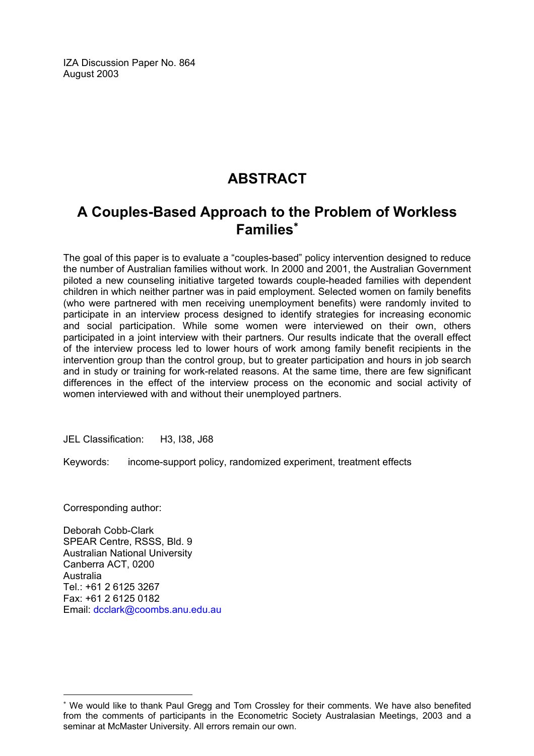IZA Discussion Paper No. 864
August 2003

# ABSTRACT

## A Couples-Based Approach to the Problem of Workless Families[*]

The goal of this paper is to evaluate a "couples-based" policy intervention designed to reduce the number of Australian families without work. In 2000 and 2001, the Australian Government piloted a new counseling initiative targeted towards couple-headed families with dependent children in which neither partner was in paid employment. Selected women on family benefits (who were partnered with men receiving unemployment benefits) were randomly invited to participate in an interview process designed to identify strategies for increasing economic and social participation. While some women were interviewed on their own, others participated in a joint interview with their partners. Our results indicate that the overall effect of the interview process led to lower hours of work among family benefit recipients in the intervention group than the control group, but to greater participation and hours in job search and in study or training for work-related reasons. At the same time, there are few significant differences in the effect of the interview process on the economic and social activity of women interviewed with and without their unemployed partners.

JEL Classification: H3, I38, J68

Keywords: income-support policy, randomized experiment, treatment effects

Corresponding author:

Deborah Cobb-Clark
SPEAR Centre, RSSS, Bld. 9
Australian National University
Canberra ACT, 0200
Australia
Tel.: +61 2 6125 3267
Fax: +61 2 6125 0182
Email: dcclark@coombs.anu.edu.au

---

[*] We would like to thank Paul Gregg and Tom Crossley for their comments. We have also benefited from the comments of participants in the Econometric Society Australasian Meetings, 2003 and a seminar at McMaster University. All errors remain our own.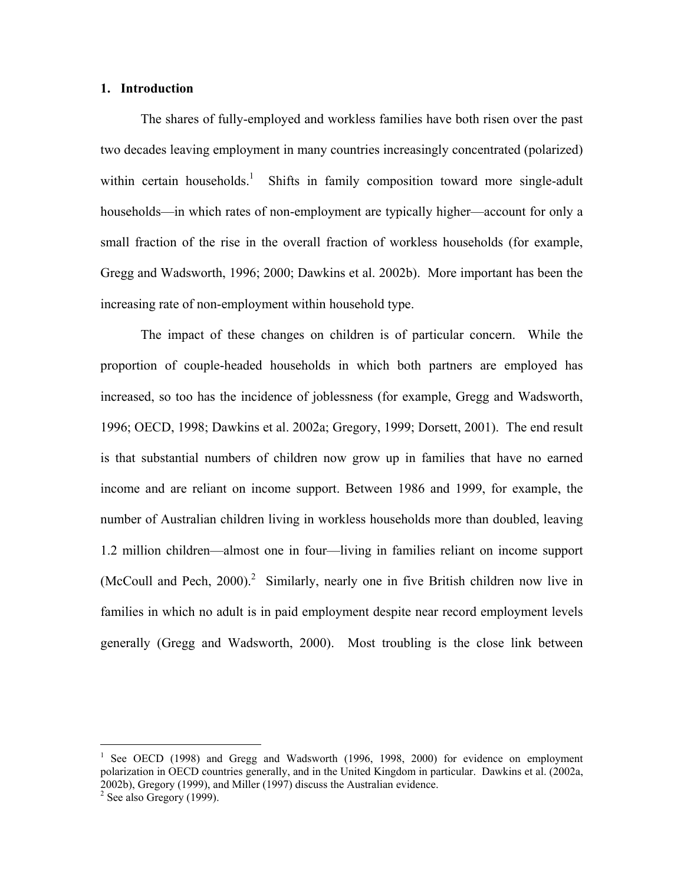## 1. Introduction

The shares of fully-employed and workless families have both risen over the past two decades leaving employment in many countries increasingly concentrated (polarized) within certain households.[1] Shifts in family composition toward more single-adult households—in which rates of non-employment are typically higher—account for only a small fraction of the rise in the overall fraction of workless households (for example, Gregg and Wadsworth, 1996; 2000; Dawkins et al. 2002b). More important has been the increasing rate of non-employment within household type.

The impact of these changes on children is of particular concern. While the proportion of couple-headed households in which both partners are employed has increased, so too has the incidence of joblessness (for example, Gregg and Wadsworth, 1996; OECD, 1998; Dawkins et al. 2002a; Gregory, 1999; Dorsett, 2001). The end result is that substantial numbers of children now grow up in families that have no earned income and are reliant on income support. Between 1986 and 1999, for example, the number of Australian children living in workless households more than doubled, leaving 1.2 million children—almost one in four—living in families reliant on income support (McCoull and Pech, 2000).[2] Similarly, nearly one in five British children now live in families in which no adult is in paid employment despite near record employment levels generally (Gregg and Wadsworth, 2000). Most troubling is the close link between

---

[1] See OECD (1998) and Gregg and Wadsworth (1996, 1998, 2000) for evidence on employment polarization in OECD countries generally, and in the United Kingdom in particular. Dawkins et al. (2002a, 2002b), Gregory (1999), and Miller (1997) discuss the Australian evidence.

[2] See also Gregory (1999).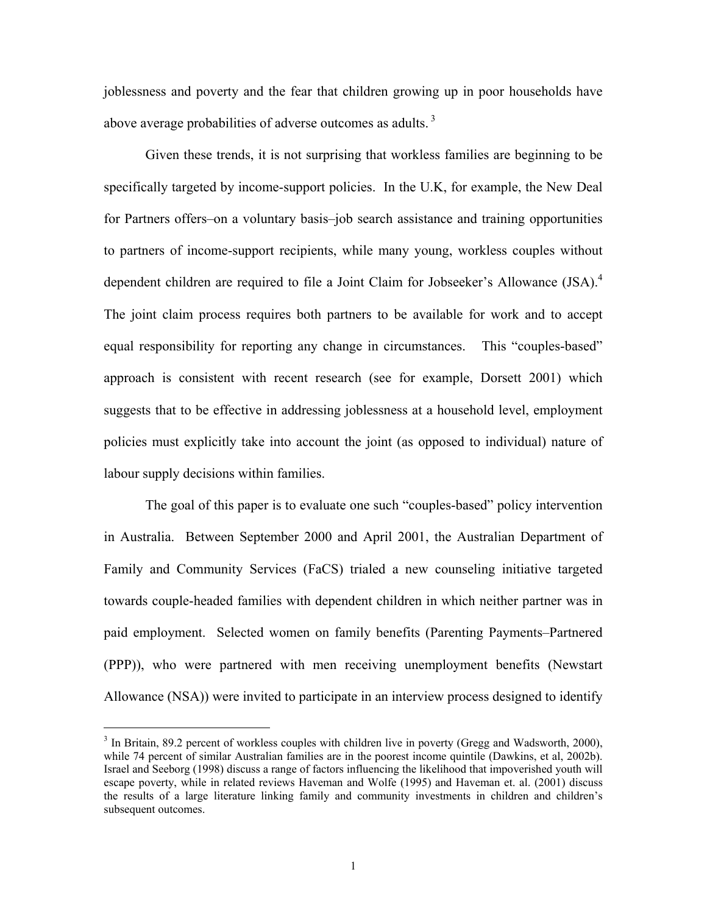joblessness and poverty and the fear that children growing up in poor households have above average probabilities of adverse outcomes as adults. [3]

Given these trends, it is not surprising that workless families are beginning to be specifically targeted by income-support policies. In the U.K, for example, the New Deal for Partners offers–on a voluntary basis–job search assistance and training opportunities to partners of income-support recipients, while many young, workless couples without dependent children are required to file a Joint Claim for Jobseeker's Allowance (JSA).[4] The joint claim process requires both partners to be available for work and to accept equal responsibility for reporting any change in circumstances. This "couples-based" approach is consistent with recent research (see for example, Dorsett 2001) which suggests that to be effective in addressing joblessness at a household level, employment policies must explicitly take into account the joint (as opposed to individual) nature of labour supply decisions within families.

The goal of this paper is to evaluate one such "couples-based" policy intervention in Australia. Between September 2000 and April 2001, the Australian Department of Family and Community Services (FaCS) trialed a new counseling initiative targeted towards couple-headed families with dependent children in which neither partner was in paid employment. Selected women on family benefits (Parenting Payments–Partnered (PPP)), who were partnered with men receiving unemployment benefits (Newstart Allowance (NSA)) were invited to participate in an interview process designed to identify

---

[3] In Britain, 89.2 percent of workless couples with children live in poverty (Gregg and Wadsworth, 2000), while 74 percent of similar Australian families are in the poorest income quintile (Dawkins, et al, 2002b). Israel and Seeborg (1998) discuss a range of factors influencing the likelihood that impoverished youth will escape poverty, while in related reviews Haveman and Wolfe (1995) and Haveman et. al. (2001) discuss the results of a large literature linking family and community investments in children and children's subsequent outcomes.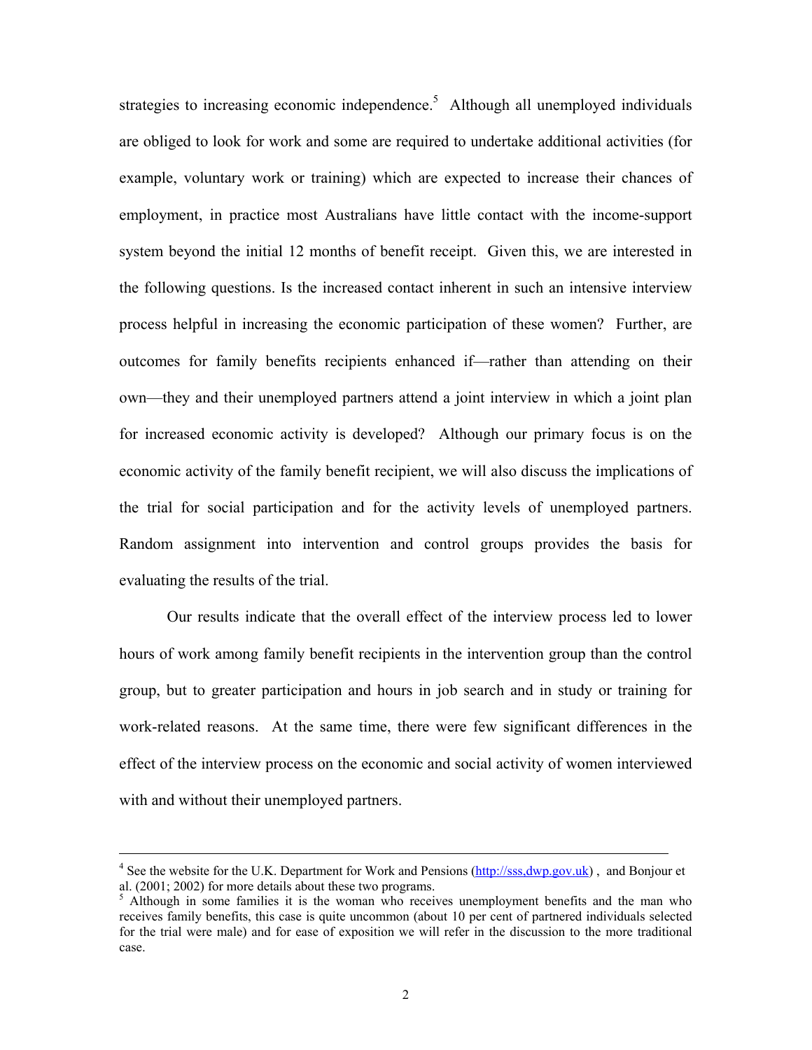strategies to increasing economic independence.[5] Although all unemployed individuals are obliged to look for work and some are required to undertake additional activities (for example, voluntary work or training) which are expected to increase their chances of employment, in practice most Australians have little contact with the income-support system beyond the initial 12 months of benefit receipt. Given this, we are interested in the following questions. Is the increased contact inherent in such an intensive interview process helpful in increasing the economic participation of these women? Further, are outcomes for family benefits recipients enhanced if—rather than attending on their own—they and their unemployed partners attend a joint interview in which a joint plan for increased economic activity is developed? Although our primary focus is on the economic activity of the family benefit recipient, we will also discuss the implications of the trial for social participation and for the activity levels of unemployed partners. Random assignment into intervention and control groups provides the basis for evaluating the results of the trial.

Our results indicate that the overall effect of the interview process led to lower hours of work among family benefit recipients in the intervention group than the control group, but to greater participation and hours in job search and in study or training for work-related reasons. At the same time, there were few significant differences in the effect of the interview process on the economic and social activity of women interviewed with and without their unemployed partners.

---

[4] See the website for the U.K. Department for Work and Pensions (http://sss,dwp.gov.uk) , and Bonjour et al. (2001; 2002) for more details about these two programs.

[5] Although in some families it is the woman who receives unemployment benefits and the man who receives family benefits, this case is quite uncommon (about 10 per cent of partnered individuals selected for the trial were male) and for ease of exposition we will refer in the discussion to the more traditional case.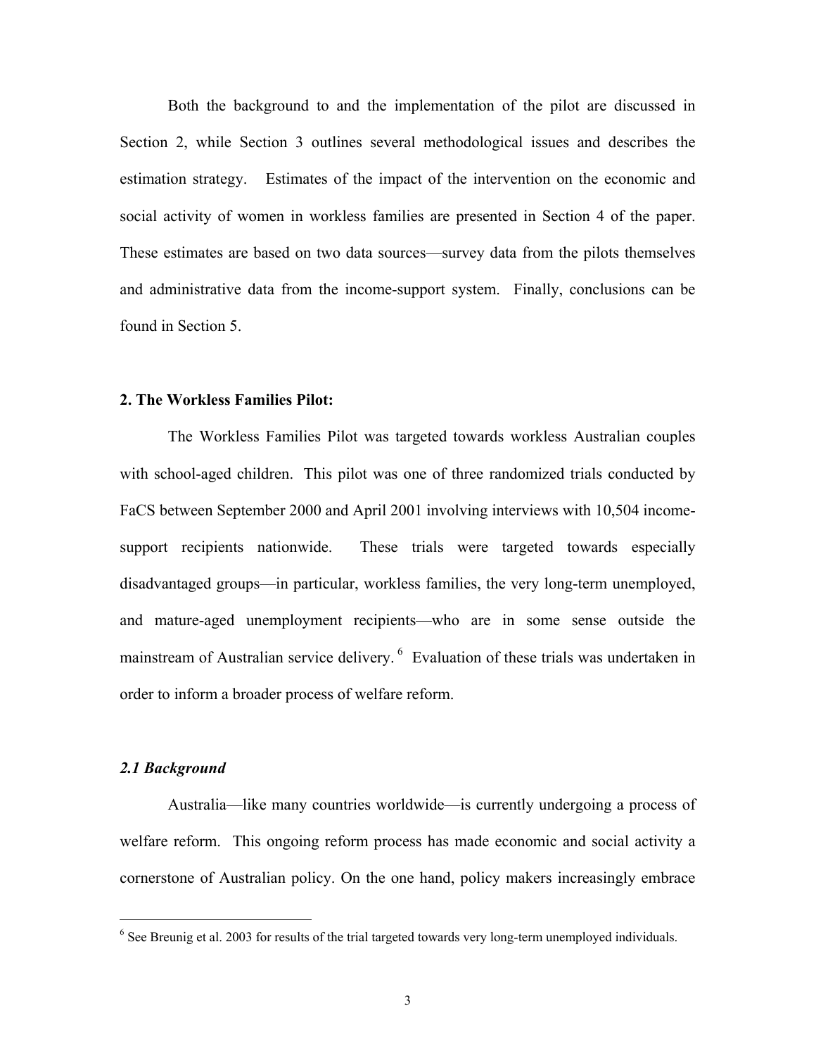Both the background to and the implementation of the pilot are discussed in Section 2, while Section 3 outlines several methodological issues and describes the estimation strategy. Estimates of the impact of the intervention on the economic and social activity of women in workless families are presented in Section 4 of the paper. These estimates are based on two data sources—survey data from the pilots themselves and administrative data from the income-support system. Finally, conclusions can be found in Section 5.

## 2. The Workless Families Pilot:

The Workless Families Pilot was targeted towards workless Australian couples with school-aged children. This pilot was one of three randomized trials conducted by FaCS between September 2000 and April 2001 involving interviews with 10,504 income-support recipients nationwide. These trials were targeted towards especially disadvantaged groups—in particular, workless families, the very long-term unemployed, and mature-aged unemployment recipients—who are in some sense outside the mainstream of Australian service delivery. [6] Evaluation of these trials was undertaken in order to inform a broader process of welfare reform.

### *2.1 Background*

Australia—like many countries worldwide—is currently undergoing a process of welfare reform. This ongoing reform process has made economic and social activity a cornerstone of Australian policy. On the one hand, policy makers increasingly embrace

[6] See Breunig et al. 2003 for results of the trial targeted towards very long-term unemployed individuals.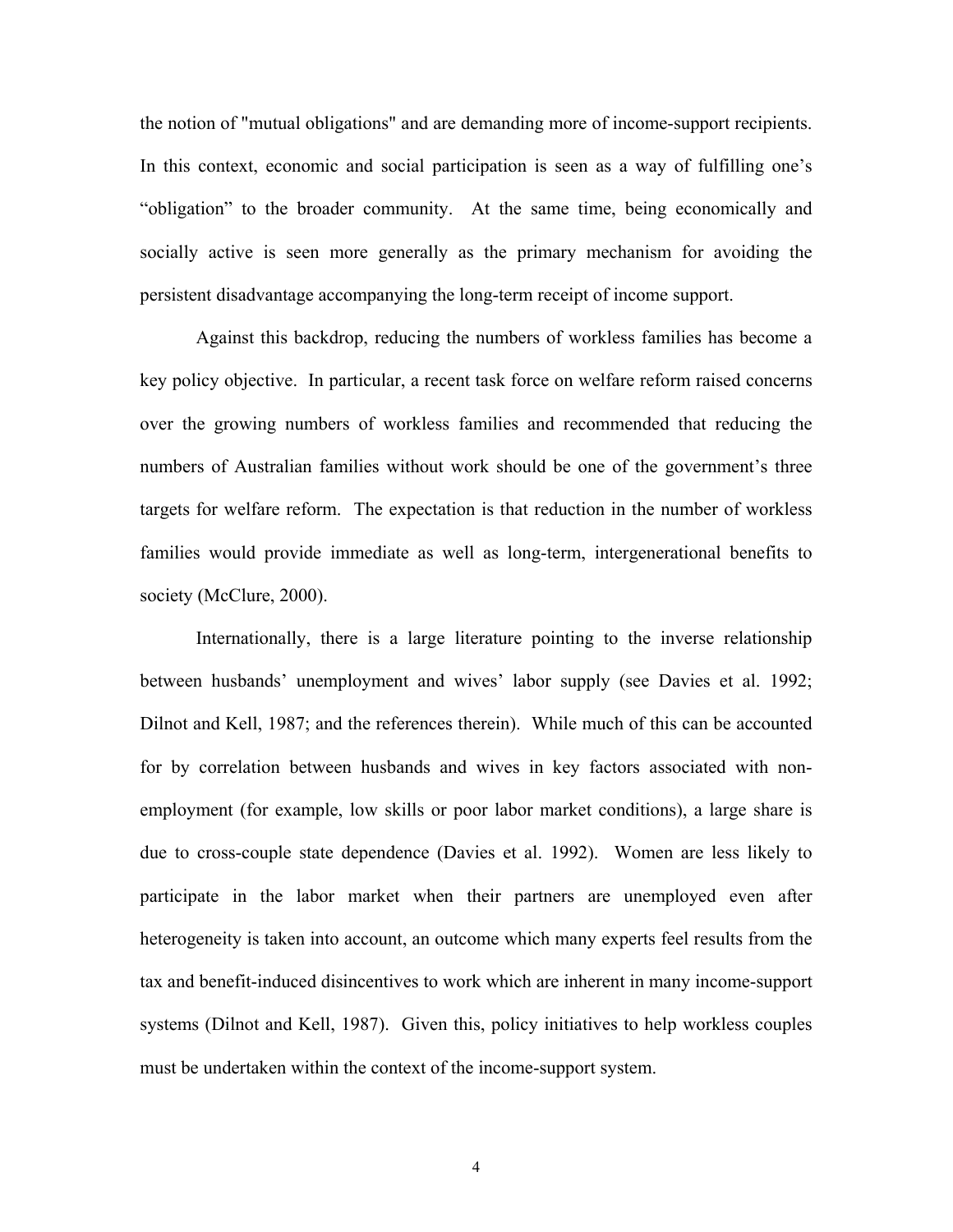the notion of "mutual obligations" and are demanding more of income-support recipients. In this context, economic and social participation is seen as a way of fulfilling one's "obligation" to the broader community. At the same time, being economically and socially active is seen more generally as the primary mechanism for avoiding the persistent disadvantage accompanying the long-term receipt of income support.

Against this backdrop, reducing the numbers of workless families has become a key policy objective. In particular, a recent task force on welfare reform raised concerns over the growing numbers of workless families and recommended that reducing the numbers of Australian families without work should be one of the government's three targets for welfare reform. The expectation is that reduction in the number of workless families would provide immediate as well as long-term, intergenerational benefits to society (McClure, 2000).

Internationally, there is a large literature pointing to the inverse relationship between husbands' unemployment and wives' labor supply (see Davies et al. 1992; Dilnot and Kell, 1987; and the references therein). While much of this can be accounted for by correlation between husbands and wives in key factors associated with non-employment (for example, low skills or poor labor market conditions), a large share is due to cross-couple state dependence (Davies et al. 1992). Women are less likely to participate in the labor market when their partners are unemployed even after heterogeneity is taken into account, an outcome which many experts feel results from the tax and benefit-induced disincentives to work which are inherent in many income-support systems (Dilnot and Kell, 1987). Given this, policy initiatives to help workless couples must be undertaken within the context of the income-support system.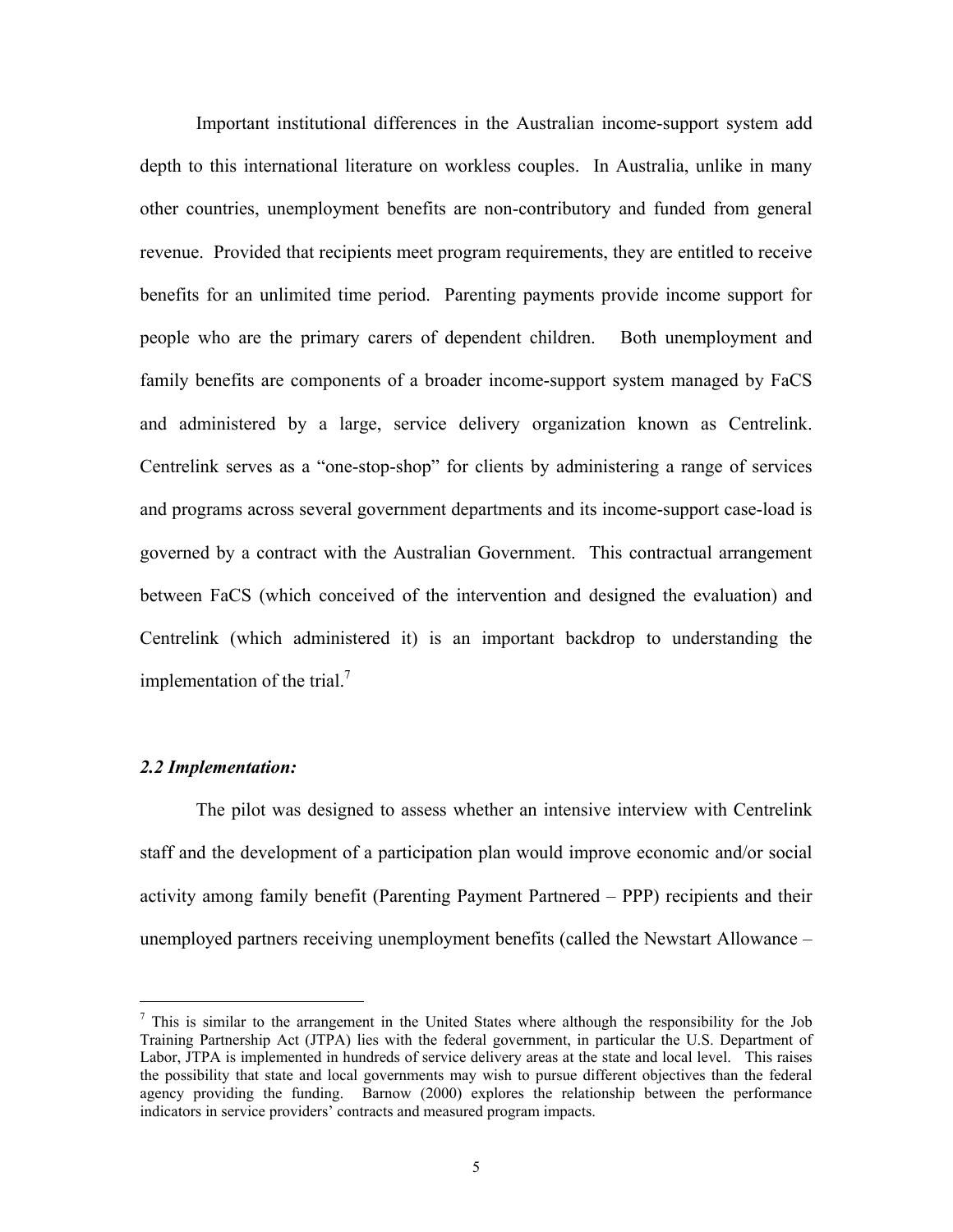Important institutional differences in the Australian income-support system add depth to this international literature on workless couples. In Australia, unlike in many other countries, unemployment benefits are non-contributory and funded from general revenue. Provided that recipients meet program requirements, they are entitled to receive benefits for an unlimited time period. Parenting payments provide income support for people who are the primary carers of dependent children. Both unemployment and family benefits are components of a broader income-support system managed by FaCS and administered by a large, service delivery organization known as Centrelink. Centrelink serves as a "one-stop-shop" for clients by administering a range of services and programs across several government departments and its income-support case-load is governed by a contract with the Australian Government. This contractual arrangement between FaCS (which conceived of the intervention and designed the evaluation) and Centrelink (which administered it) is an important backdrop to understanding the implementation of the trial.[7]

### *2.2 Implementation:*

The pilot was designed to assess whether an intensive interview with Centrelink staff and the development of a participation plan would improve economic and/or social activity among family benefit (Parenting Payment Partnered – PPP) recipients and their unemployed partners receiving unemployment benefits (called the Newstart Allowance –

---

[7] This is similar to the arrangement in the United States where although the responsibility for the Job Training Partnership Act (JTPA) lies with the federal government, in particular the U.S. Department of Labor, JTPA is implemented in hundreds of service delivery areas at the state and local level. This raises the possibility that state and local governments may wish to pursue different objectives than the federal agency providing the funding. Barnow (2000) explores the relationship between the performance indicators in service providers' contracts and measured program impacts.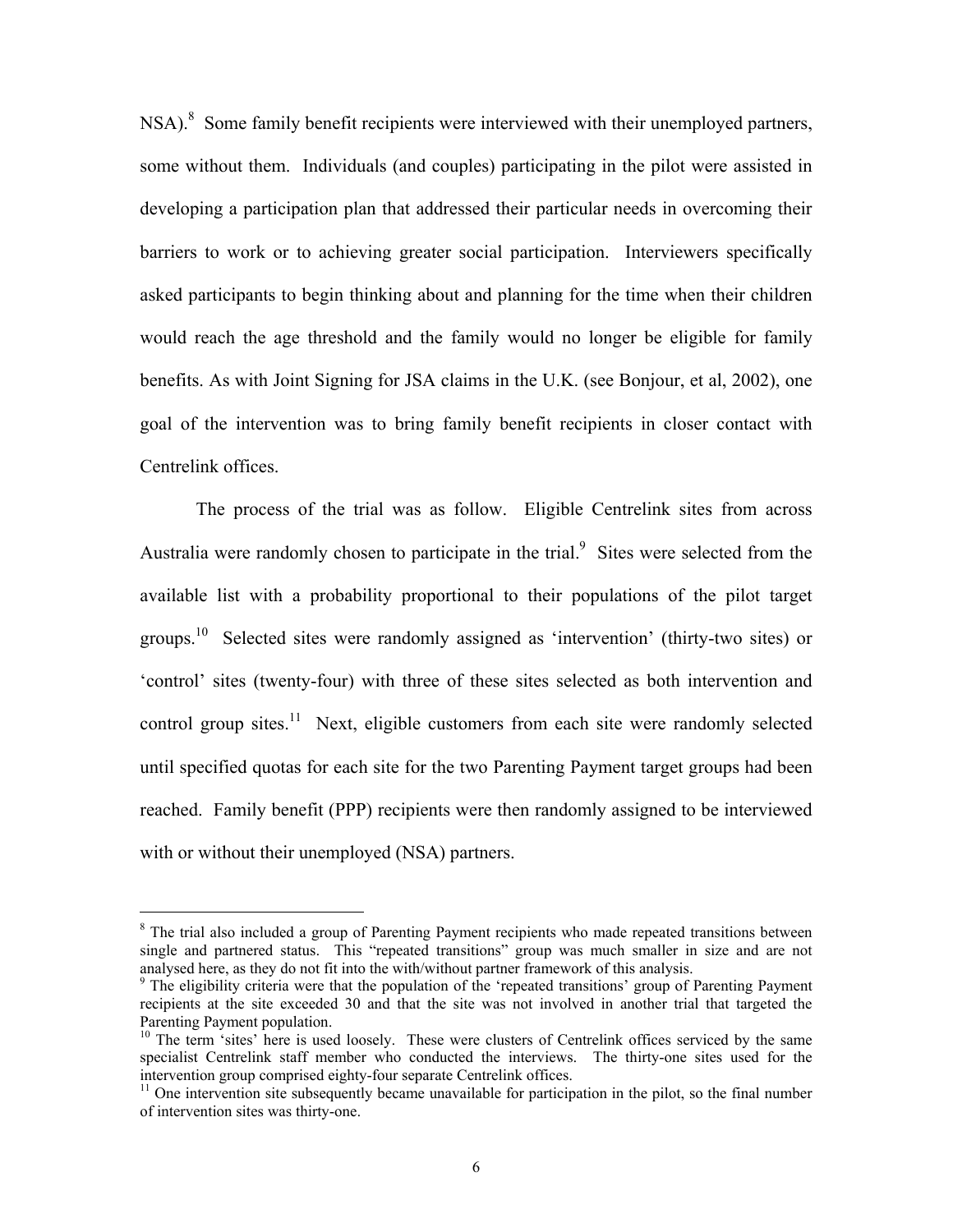NSA).[8] Some family benefit recipients were interviewed with their unemployed partners, some without them. Individuals (and couples) participating in the pilot were assisted in developing a participation plan that addressed their particular needs in overcoming their barriers to work or to achieving greater social participation. Interviewers specifically asked participants to begin thinking about and planning for the time when their children would reach the age threshold and the family would no longer be eligible for family benefits. As with Joint Signing for JSA claims in the U.K. (see Bonjour, et al, 2002), one goal of the intervention was to bring family benefit recipients in closer contact with Centrelink offices.

The process of the trial was as follow. Eligible Centrelink sites from across Australia were randomly chosen to participate in the trial.[9] Sites were selected from the available list with a probability proportional to their populations of the pilot target groups.[10] Selected sites were randomly assigned as 'intervention' (thirty-two sites) or 'control' sites (twenty-four) with three of these sites selected as both intervention and control group sites.[11] Next, eligible customers from each site were randomly selected until specified quotas for each site for the two Parenting Payment target groups had been reached. Family benefit (PPP) recipients were then randomly assigned to be interviewed with or without their unemployed (NSA) partners.

---

[8] The trial also included a group of Parenting Payment recipients who made repeated transitions between single and partnered status. This "repeated transitions" group was much smaller in size and are not analysed here, as they do not fit into the with/without partner framework of this analysis.

[9] The eligibility criteria were that the population of the 'repeated transitions' group of Parenting Payment recipients at the site exceeded 30 and that the site was not involved in another trial that targeted the Parenting Payment population.

[10] The term 'sites' here is used loosely. These were clusters of Centrelink offices serviced by the same specialist Centrelink staff member who conducted the interviews. The thirty-one sites used for the intervention group comprised eighty-four separate Centrelink offices.

[11] One intervention site subsequently became unavailable for participation in the pilot, so the final number of intervention sites was thirty-one.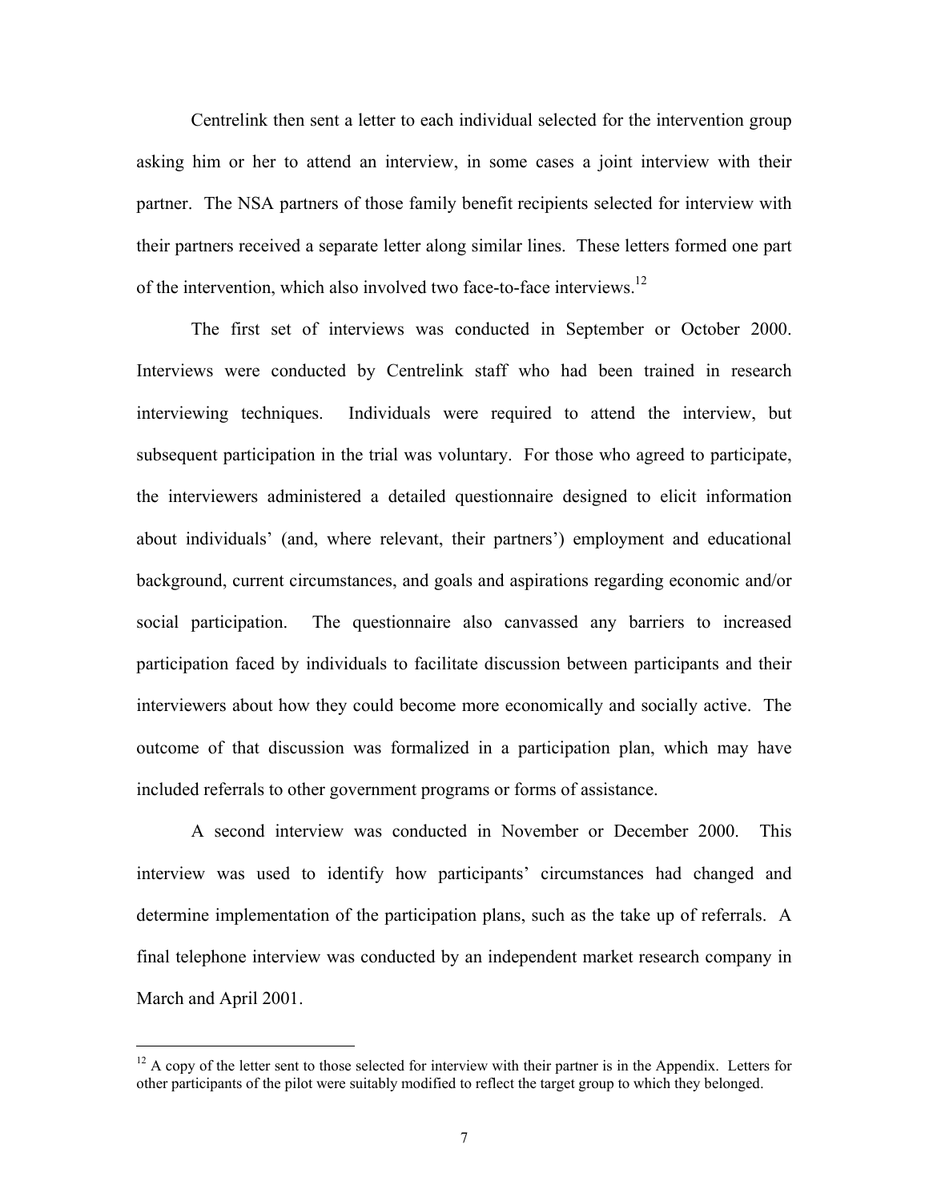Centrelink then sent a letter to each individual selected for the intervention group asking him or her to attend an interview, in some cases a joint interview with their partner. The NSA partners of those family benefit recipients selected for interview with their partners received a separate letter along similar lines. These letters formed one part of the intervention, which also involved two face-to-face interviews.[12]

The first set of interviews was conducted in September or October 2000. Interviews were conducted by Centrelink staff who had been trained in research interviewing techniques. Individuals were required to attend the interview, but subsequent participation in the trial was voluntary. For those who agreed to participate, the interviewers administered a detailed questionnaire designed to elicit information about individuals' (and, where relevant, their partners') employment and educational background, current circumstances, and goals and aspirations regarding economic and/or social participation. The questionnaire also canvassed any barriers to increased participation faced by individuals to facilitate discussion between participants and their interviewers about how they could become more economically and socially active. The outcome of that discussion was formalized in a participation plan, which may have included referrals to other government programs or forms of assistance.

A second interview was conducted in November or December 2000. This interview was used to identify how participants' circumstances had changed and determine implementation of the participation plans, such as the take up of referrals. A final telephone interview was conducted by an independent market research company in March and April 2001.

[12] A copy of the letter sent to those selected for interview with their partner is in the Appendix. Letters for other participants of the pilot were suitably modified to reflect the target group to which they belonged.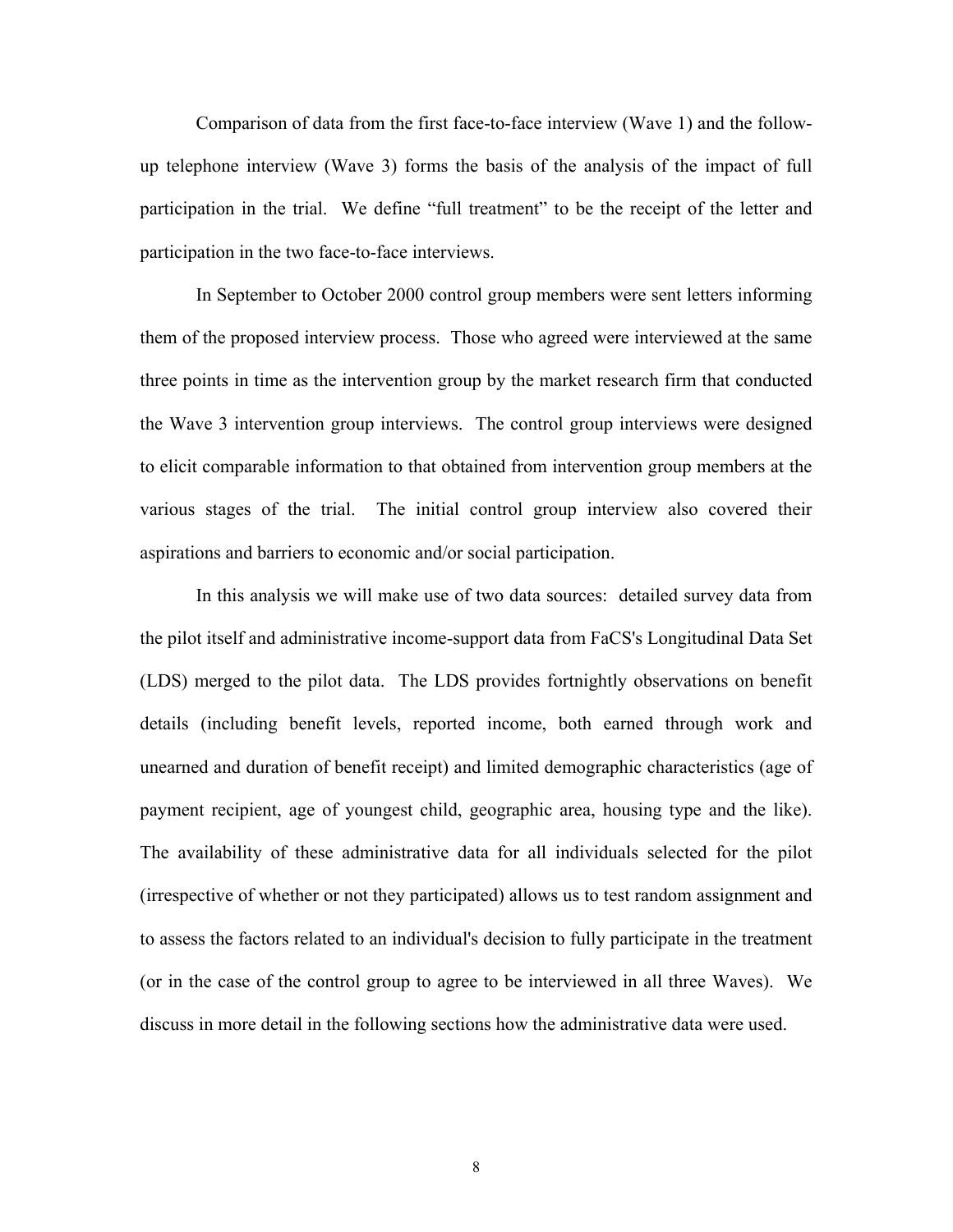Comparison of data from the first face-to-face interview (Wave 1) and the follow-up telephone interview (Wave 3) forms the basis of the analysis of the impact of full participation in the trial. We define "full treatment" to be the receipt of the letter and participation in the two face-to-face interviews.

In September to October 2000 control group members were sent letters informing them of the proposed interview process. Those who agreed were interviewed at the same three points in time as the intervention group by the market research firm that conducted the Wave 3 intervention group interviews. The control group interviews were designed to elicit comparable information to that obtained from intervention group members at the various stages of the trial. The initial control group interview also covered their aspirations and barriers to economic and/or social participation.

In this analysis we will make use of two data sources: detailed survey data from the pilot itself and administrative income-support data from FaCS's Longitudinal Data Set (LDS) merged to the pilot data. The LDS provides fortnightly observations on benefit details (including benefit levels, reported income, both earned through work and unearned and duration of benefit receipt) and limited demographic characteristics (age of payment recipient, age of youngest child, geographic area, housing type and the like). The availability of these administrative data for all individuals selected for the pilot (irrespective of whether or not they participated) allows us to test random assignment and to assess the factors related to an individual's decision to fully participate in the treatment (or in the case of the control group to agree to be interviewed in all three Waves). We discuss in more detail in the following sections how the administrative data were used.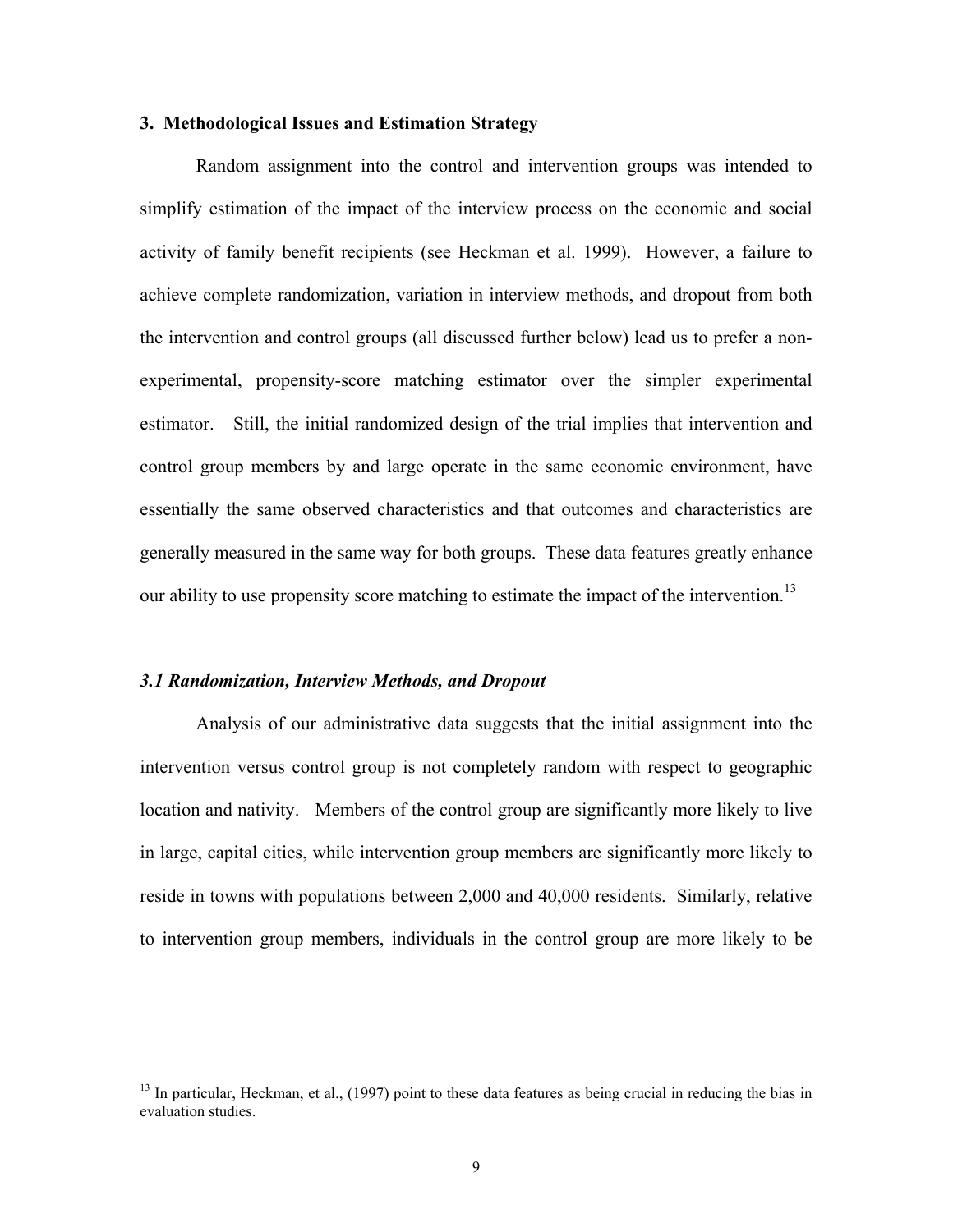## 3. Methodological Issues and Estimation Strategy

Random assignment into the control and intervention groups was intended to simplify estimation of the impact of the interview process on the economic and social activity of family benefit recipients (see Heckman et al. 1999). However, a failure to achieve complete randomization, variation in interview methods, and dropout from both the intervention and control groups (all discussed further below) lead us to prefer a non-experimental, propensity-score matching estimator over the simpler experimental estimator. Still, the initial randomized design of the trial implies that intervention and control group members by and large operate in the same economic environment, have essentially the same observed characteristics and that outcomes and characteristics are generally measured in the same way for both groups. These data features greatly enhance our ability to use propensity score matching to estimate the impact of the intervention.[13]

### *3.1 Randomization, Interview Methods, and Dropout*

Analysis of our administrative data suggests that the initial assignment into the intervention versus control group is not completely random with respect to geographic location and nativity. Members of the control group are significantly more likely to live in large, capital cities, while intervention group members are significantly more likely to reside in towns with populations between 2,000 and 40,000 residents. Similarly, relative to intervention group members, individuals in the control group are more likely to be

---

[13] In particular, Heckman, et al., (1997) point to these data features as being crucial in reducing the bias in evaluation studies.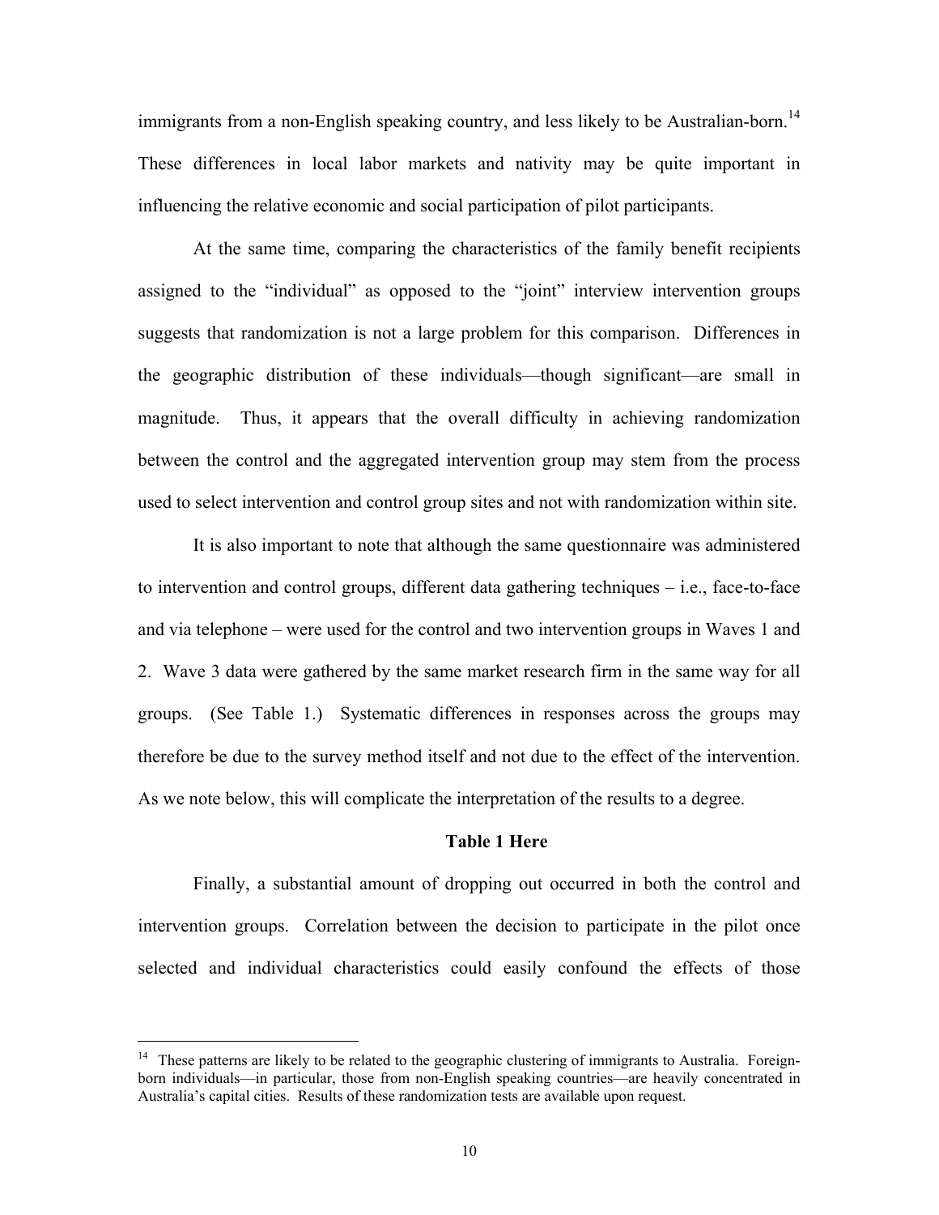immigrants from a non-English speaking country, and less likely to be Australian-born.[14] These differences in local labor markets and nativity may be quite important in influencing the relative economic and social participation of pilot participants.

At the same time, comparing the characteristics of the family benefit recipients assigned to the "individual" as opposed to the "joint" interview intervention groups suggests that randomization is not a large problem for this comparison. Differences in the geographic distribution of these individuals—though significant—are small in magnitude. Thus, it appears that the overall difficulty in achieving randomization between the control and the aggregated intervention group may stem from the process used to select intervention and control group sites and not with randomization within site.

It is also important to note that although the same questionnaire was administered to intervention and control groups, different data gathering techniques – i.e., face-to-face and via telephone – were used for the control and two intervention groups in Waves 1 and 2. Wave 3 data were gathered by the same market research firm in the same way for all groups. (See Table 1.) Systematic differences in responses across the groups may therefore be due to the survey method itself and not due to the effect of the intervention. As we note below, this will complicate the interpretation of the results to a degree.

**Table 1 Here**

Finally, a substantial amount of dropping out occurred in both the control and intervention groups. Correlation between the decision to participate in the pilot once selected and individual characteristics could easily confound the effects of those

---

[14] These patterns are likely to be related to the geographic clustering of immigrants to Australia. Foreign-born individuals—in particular, those from non-English speaking countries—are heavily concentrated in Australia's capital cities. Results of these randomization tests are available upon request.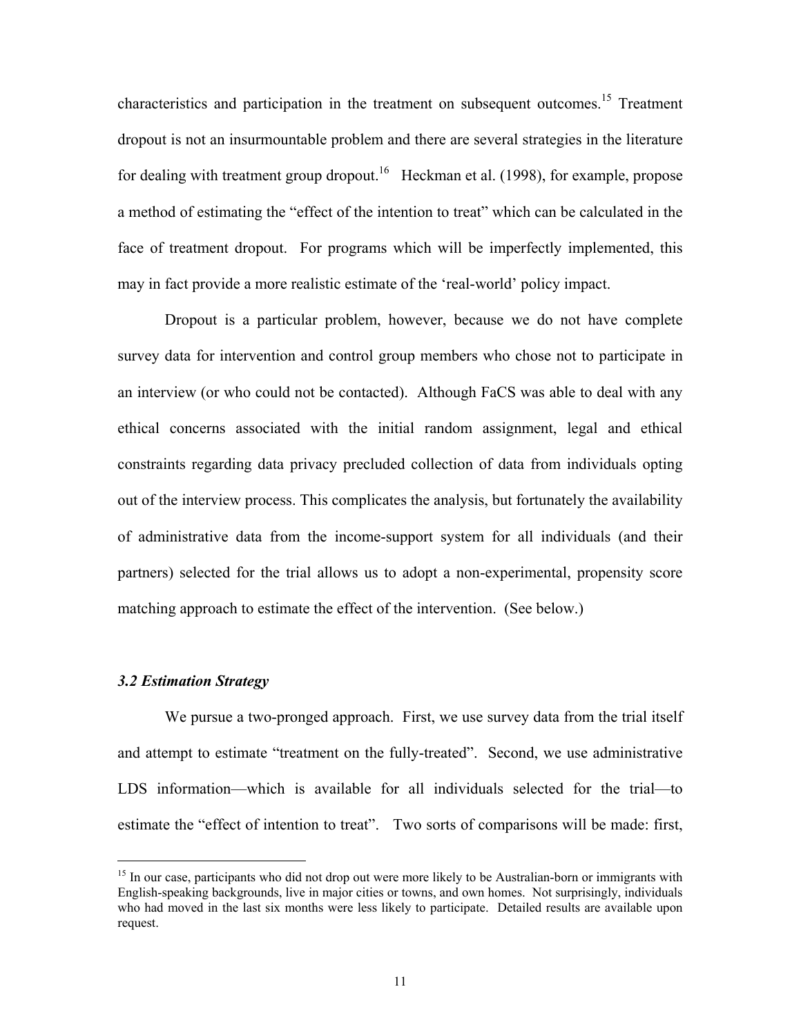characteristics and participation in the treatment on subsequent outcomes.[15] Treatment dropout is not an insurmountable problem and there are several strategies in the literature for dealing with treatment group dropout.[16] Heckman et al. (1998), for example, propose a method of estimating the "effect of the intention to treat" which can be calculated in the face of treatment dropout. For programs which will be imperfectly implemented, this may in fact provide a more realistic estimate of the 'real-world' policy impact.

Dropout is a particular problem, however, because we do not have complete survey data for intervention and control group members who chose not to participate in an interview (or who could not be contacted). Although FaCS was able to deal with any ethical concerns associated with the initial random assignment, legal and ethical constraints regarding data privacy precluded collection of data from individuals opting out of the interview process. This complicates the analysis, but fortunately the availability of administrative data from the income-support system for all individuals (and their partners) selected for the trial allows us to adopt a non-experimental, propensity score matching approach to estimate the effect of the intervention. (See below.)

### *3.2 Estimation Strategy*

We pursue a two-pronged approach. First, we use survey data from the trial itself and attempt to estimate "treatment on the fully-treated". Second, we use administrative LDS information—which is available for all individuals selected for the trial—to estimate the "effect of intention to treat". Two sorts of comparisons will be made: first,

---

[15] In our case, participants who did not drop out were more likely to be Australian-born or immigrants with English-speaking backgrounds, live in major cities or towns, and own homes. Not surprisingly, individuals who had moved in the last six months were less likely to participate. Detailed results are available upon request.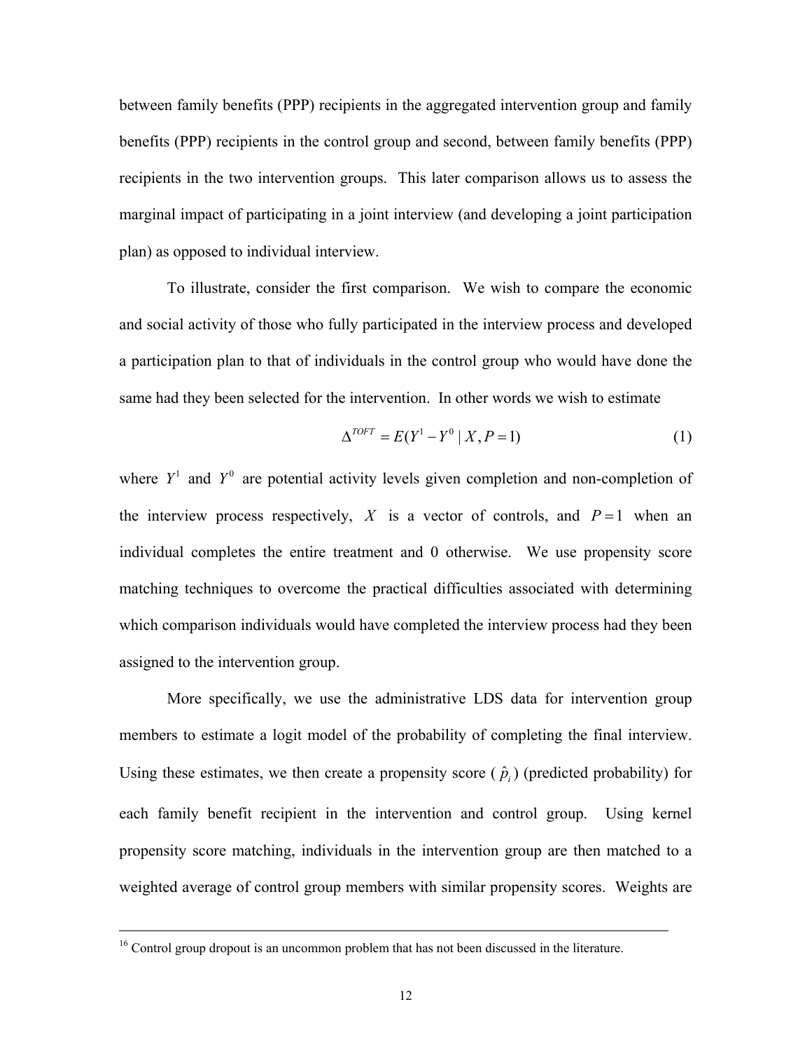between family benefits (PPP) recipients in the aggregated intervention group and family benefits (PPP) recipients in the control group and second, between family benefits (PPP) recipients in the two intervention groups. This later comparison allows us to assess the marginal impact of participating in a joint interview (and developing a joint participation plan) as opposed to individual interview.

To illustrate, consider the first comparison. We wish to compare the economic and social activity of those who fully participated in the interview process and developed a participation plan to that of individuals in the control group who would have done the same had they been selected for the intervention. In other words we wish to estimate

$$\Delta^{TOFT} = E(Y^1 - Y^0 \mid X, P = 1) \tag{1}$$

where $Y^1$ and $Y^0$ are potential activity levels given completion and non-completion of the interview process respectively, $X$ is a vector of controls, and $P = 1$ when an individual completes the entire treatment and 0 otherwise. We use propensity score matching techniques to overcome the practical difficulties associated with determining which comparison individuals would have completed the interview process had they been assigned to the intervention group.

More specifically, we use the administrative LDS data for intervention group members to estimate a logit model of the probability of completing the final interview. Using these estimates, we then create a propensity score ($\hat{p}_i$) (predicted probability) for each family benefit recipient in the intervention and control group. Using kernel propensity score matching, individuals in the intervention group are then matched to a weighted average of control group members with similar propensity scores. Weights are

[16] Control group dropout is an uncommon problem that has not been discussed in the literature.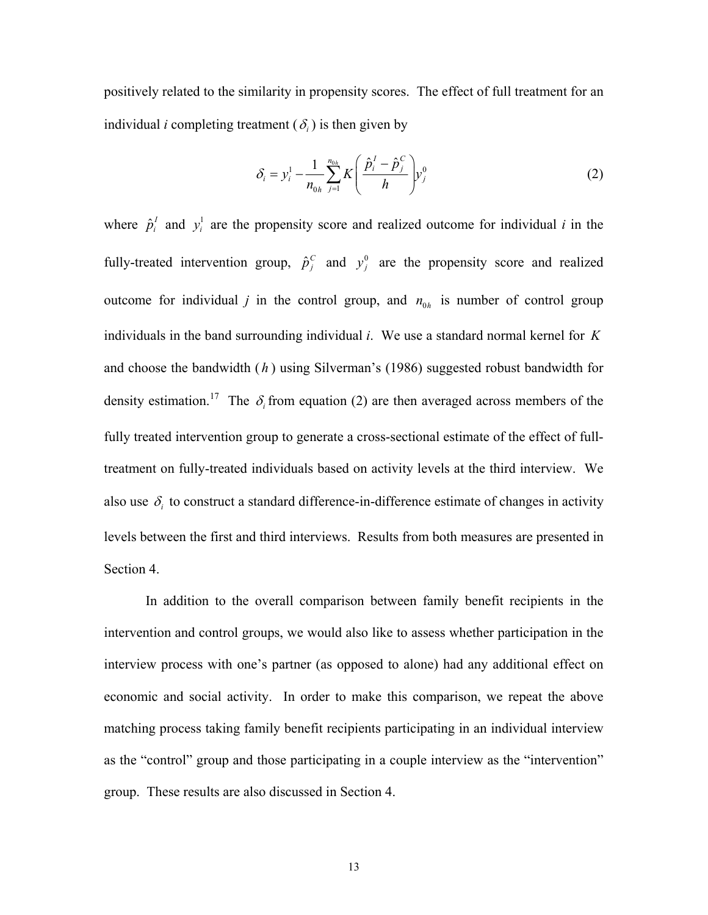positively related to the similarity in propensity scores. The effect of full treatment for an individual *i* completing treatment ($\delta_i$) is then given by

$$\delta_i = y_i^1 - \frac{1}{n_{0h}} \sum_{j=1}^{n_{0h}} K\left(\frac{\hat{p}_i^I - \hat{p}_j^C}{h}\right) y_j^0 \tag{2}$$

where $\hat{p}_i^I$ and $y_i^1$ are the propensity score and realized outcome for individual *i* in the fully-treated intervention group, $\hat{p}_j^C$ and $y_j^0$ are the propensity score and realized outcome for individual *j* in the control group, and $n_{0h}$ is number of control group individuals in the band surrounding individual *i*. We use a standard normal kernel for $K$ and choose the bandwidth ($h$) using Silverman's (1986) suggested robust bandwidth for density estimation.[17] The $\delta_i$ from equation (2) are then averaged across members of the fully treated intervention group to generate a cross-sectional estimate of the effect of full-treatment on fully-treated individuals based on activity levels at the third interview. We also use $\delta_i$ to construct a standard difference-in-difference estimate of changes in activity levels between the first and third interviews. Results from both measures are presented in Section 4.

In addition to the overall comparison between family benefit recipients in the intervention and control groups, we would also like to assess whether participation in the interview process with one's partner (as opposed to alone) had any additional effect on economic and social activity. In order to make this comparison, we repeat the above matching process taking family benefit recipients participating in an individual interview as the "control" group and those participating in a couple interview as the "intervention" group. These results are also discussed in Section 4.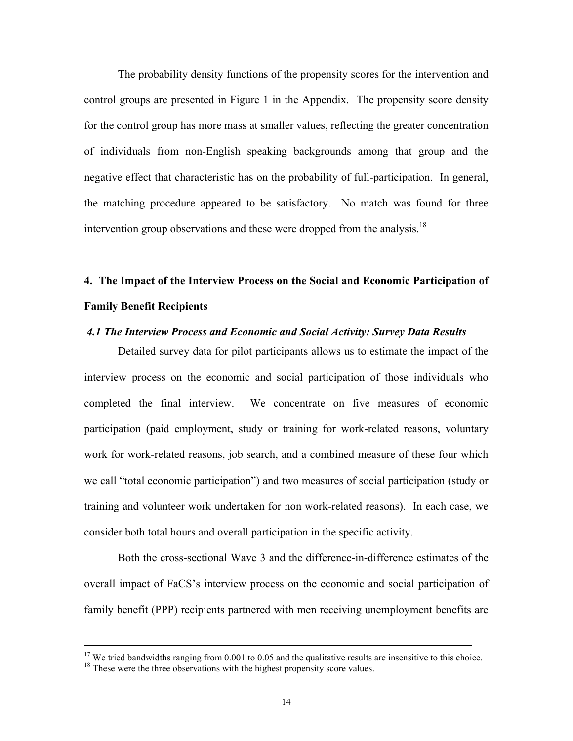The probability density functions of the propensity scores for the intervention and control groups are presented in Figure 1 in the Appendix. The propensity score density for the control group has more mass at smaller values, reflecting the greater concentration of individuals from non-English speaking backgrounds among that group and the negative effect that characteristic has on the probability of full-participation. In general, the matching procedure appeared to be satisfactory. No match was found for three intervention group observations and these were dropped from the analysis.[18]

## 4. The Impact of the Interview Process on the Social and Economic Participation of Family Benefit Recipients

### *4.1 The Interview Process and Economic and Social Activity: Survey Data Results*

Detailed survey data for pilot participants allows us to estimate the impact of the interview process on the economic and social participation of those individuals who completed the final interview. We concentrate on five measures of economic participation (paid employment, study or training for work-related reasons, voluntary work for work-related reasons, job search, and a combined measure of these four which we call "total economic participation") and two measures of social participation (study or training and volunteer work undertaken for non work-related reasons). In each case, we consider both total hours and overall participation in the specific activity.

Both the cross-sectional Wave 3 and the difference-in-difference estimates of the overall impact of FaCS's interview process on the economic and social participation of family benefit (PPP) recipients partnered with men receiving unemployment benefits are

---

[17] We tried bandwidths ranging from 0.001 to 0.05 and the qualitative results are insensitive to this choice.

[18] These were the three observations with the highest propensity score values.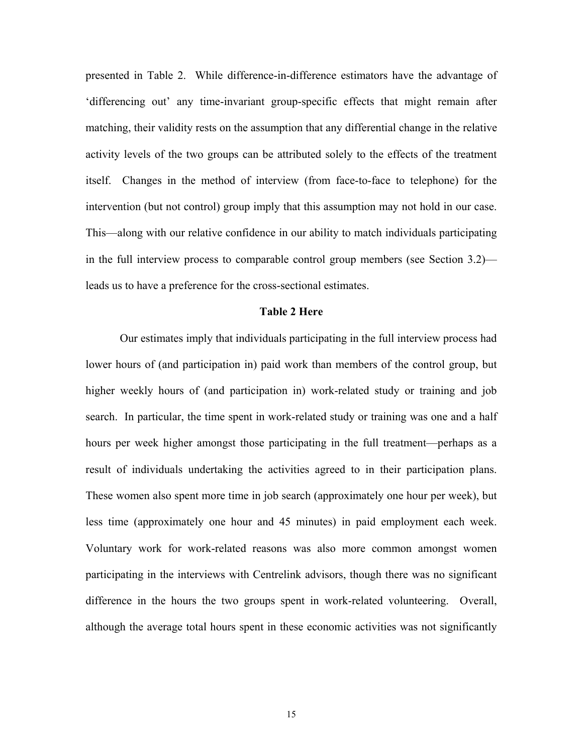presented in Table 2. While difference-in-difference estimators have the advantage of 'differencing out' any time-invariant group-specific effects that might remain after matching, their validity rests on the assumption that any differential change in the relative activity levels of the two groups can be attributed solely to the effects of the treatment itself. Changes in the method of interview (from face-to-face to telephone) for the intervention (but not control) group imply that this assumption may not hold in our case. This—along with our relative confidence in our ability to match individuals participating in the full interview process to comparable control group members (see Section 3.2)—leads us to have a preference for the cross-sectional estimates.

**Table 2 Here**

Our estimates imply that individuals participating in the full interview process had lower hours of (and participation in) paid work than members of the control group, but higher weekly hours of (and participation in) work-related study or training and job search. In particular, the time spent in work-related study or training was one and a half hours per week higher amongst those participating in the full treatment—perhaps as a result of individuals undertaking the activities agreed to in their participation plans. These women also spent more time in job search (approximately one hour per week), but less time (approximately one hour and 45 minutes) in paid employment each week. Voluntary work for work-related reasons was also more common amongst women participating in the interviews with Centrelink advisors, though there was no significant difference in the hours the two groups spent in work-related volunteering. Overall, although the average total hours spent in these economic activities was not significantly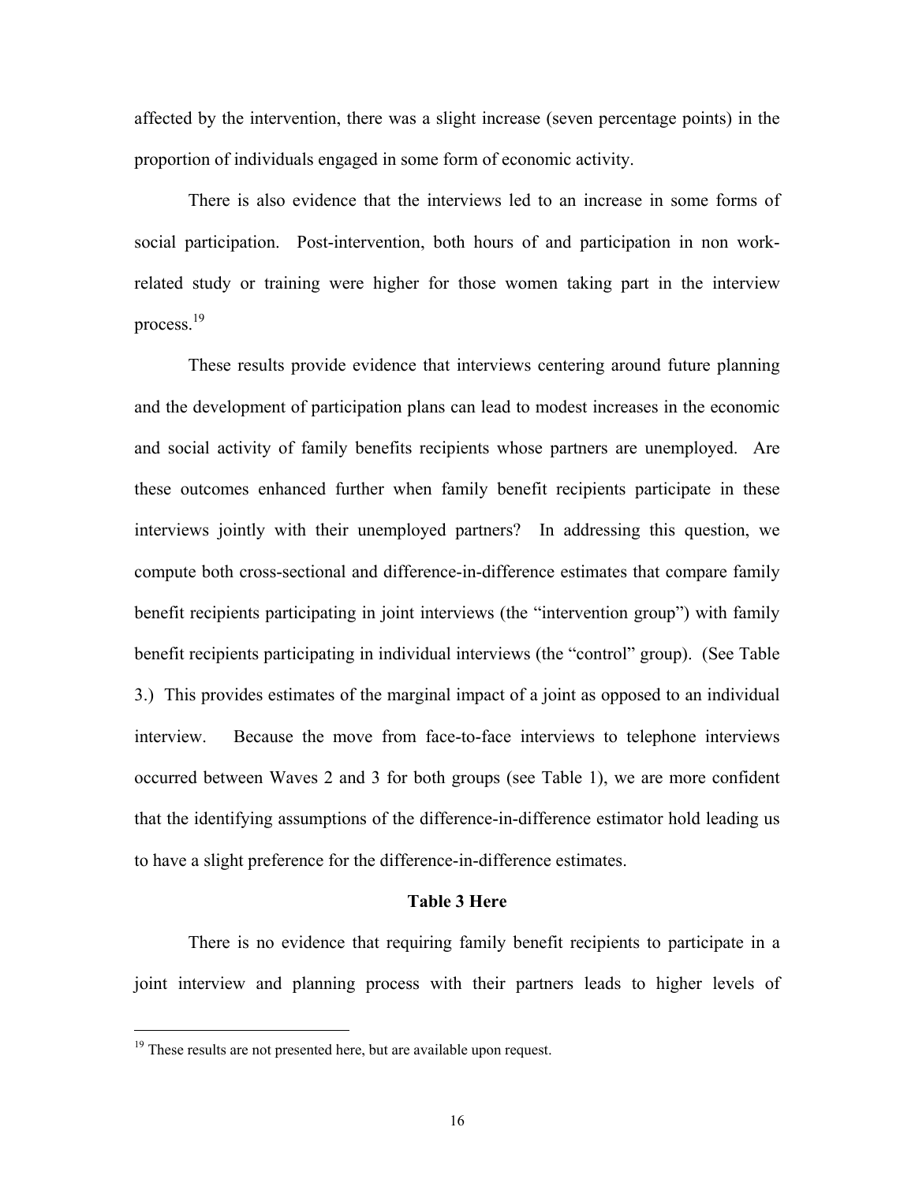affected by the intervention, there was a slight increase (seven percentage points) in the proportion of individuals engaged in some form of economic activity.

There is also evidence that the interviews led to an increase in some forms of social participation. Post-intervention, both hours of and participation in non work-related study or training were higher for those women taking part in the interview process.[19]

These results provide evidence that interviews centering around future planning and the development of participation plans can lead to modest increases in the economic and social activity of family benefits recipients whose partners are unemployed. Are these outcomes enhanced further when family benefit recipients participate in these interviews jointly with their unemployed partners? In addressing this question, we compute both cross-sectional and difference-in-difference estimates that compare family benefit recipients participating in joint interviews (the "intervention group") with family benefit recipients participating in individual interviews (the "control" group). (See Table 3.) This provides estimates of the marginal impact of a joint as opposed to an individual interview. Because the move from face-to-face interviews to telephone interviews occurred between Waves 2 and 3 for both groups (see Table 1), we are more confident that the identifying assumptions of the difference-in-difference estimator hold leading us to have a slight preference for the difference-in-difference estimates.

**Table 3 Here**

There is no evidence that requiring family benefit recipients to participate in a joint interview and planning process with their partners leads to higher levels of

[19] These results are not presented here, but are available upon request.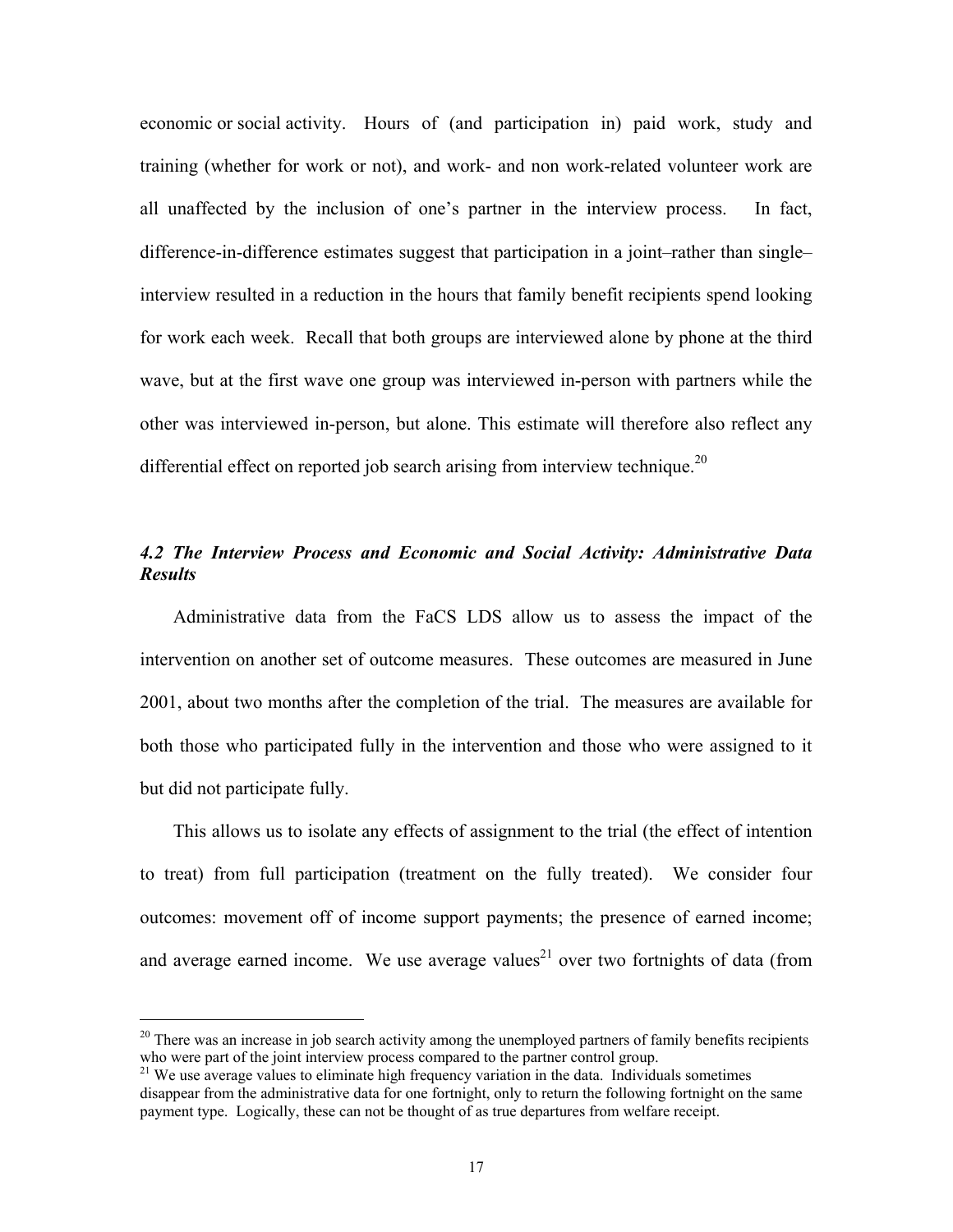economic or social activity. Hours of (and participation in) paid work, study and training (whether for work or not), and work- and non work-related volunteer work are all unaffected by the inclusion of one's partner in the interview process. In fact, difference-in-difference estimates suggest that participation in a joint–rather than single–interview resulted in a reduction in the hours that family benefit recipients spend looking for work each week. Recall that both groups are interviewed alone by phone at the third wave, but at the first wave one group was interviewed in-person with partners while the other was interviewed in-person, but alone. This estimate will therefore also reflect any differential effect on reported job search arising from interview technique.[20]

### *4.2 The Interview Process and Economic and Social Activity: Administrative Data Results*

Administrative data from the FaCS LDS allow us to assess the impact of the intervention on another set of outcome measures. These outcomes are measured in June 2001, about two months after the completion of the trial. The measures are available for both those who participated fully in the intervention and those who were assigned to it but did not participate fully.

This allows us to isolate any effects of assignment to the trial (the effect of intention to treat) from full participation (treatment on the fully treated). We consider four outcomes: movement off of income support payments; the presence of earned income; and average earned income. We use average values[21] over two fortnights of data (from

---

[20] There was an increase in job search activity among the unemployed partners of family benefits recipients who were part of the joint interview process compared to the partner control group.

[21] We use average values to eliminate high frequency variation in the data. Individuals sometimes disappear from the administrative data for one fortnight, only to return the following fortnight on the same payment type. Logically, these can not be thought of as true departures from welfare receipt.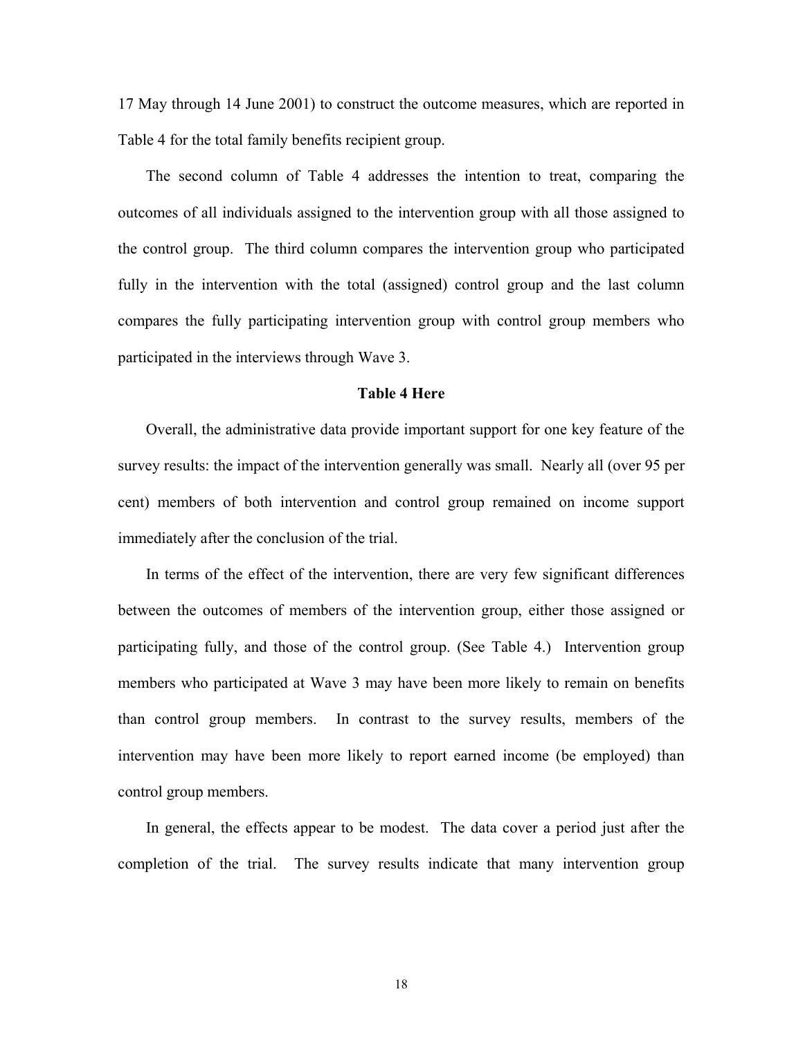17 May through 14 June 2001) to construct the outcome measures, which are reported in Table 4 for the total family benefits recipient group.

The second column of Table 4 addresses the intention to treat, comparing the outcomes of all individuals assigned to the intervention group with all those assigned to the control group. The third column compares the intervention group who participated fully in the intervention with the total (assigned) control group and the last column compares the fully participating intervention group with control group members who participated in the interviews through Wave 3.

**Table 4 Here**

Overall, the administrative data provide important support for one key feature of the survey results: the impact of the intervention generally was small. Nearly all (over 95 per cent) members of both intervention and control group remained on income support immediately after the conclusion of the trial.

In terms of the effect of the intervention, there are very few significant differences between the outcomes of members of the intervention group, either those assigned or participating fully, and those of the control group. (See Table 4.) Intervention group members who participated at Wave 3 may have been more likely to remain on benefits than control group members. In contrast to the survey results, members of the intervention may have been more likely to report earned income (be employed) than control group members.

In general, the effects appear to be modest. The data cover a period just after the completion of the trial. The survey results indicate that many intervention group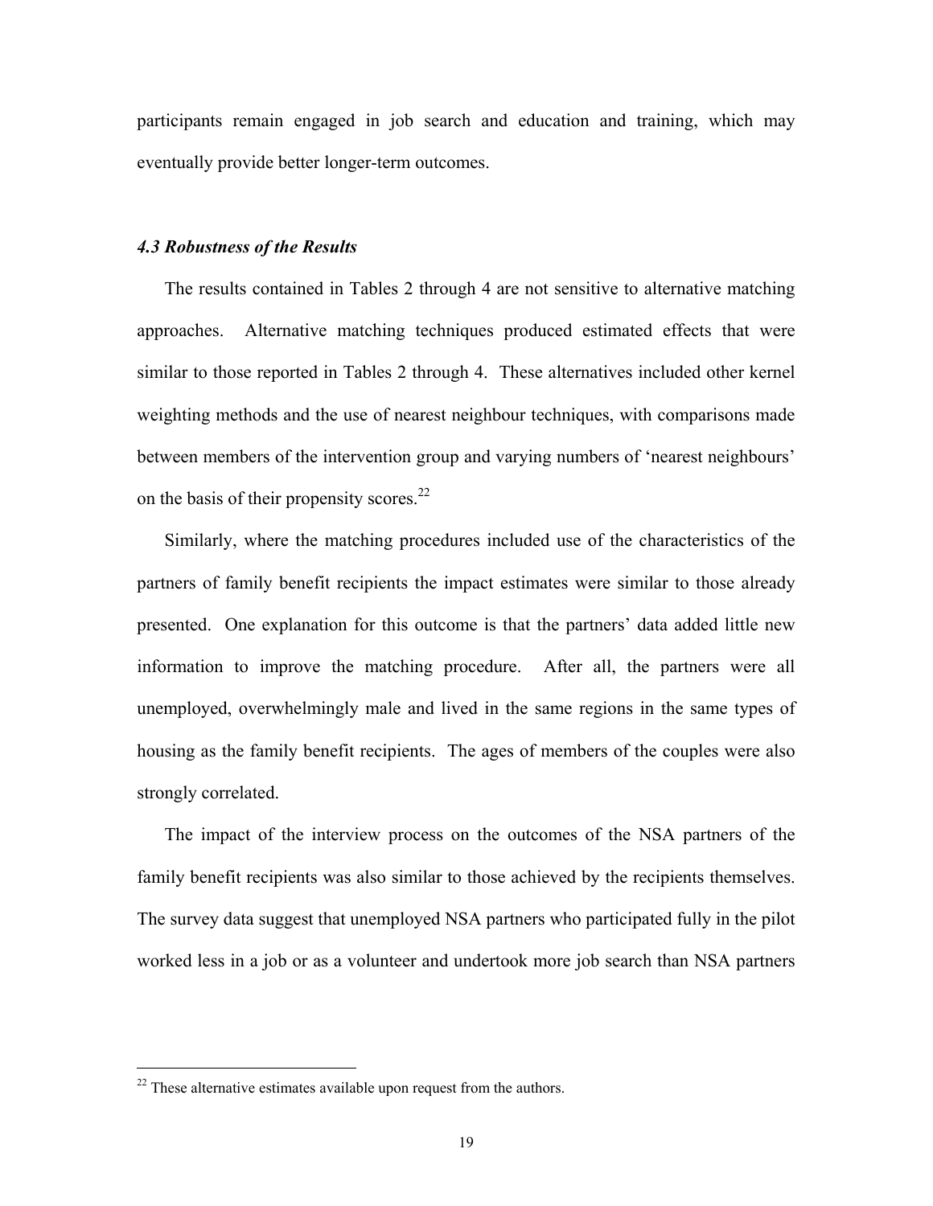participants remain engaged in job search and education and training, which may eventually provide better longer-term outcomes.

### *4.3 Robustness of the Results*

The results contained in Tables 2 through 4 are not sensitive to alternative matching approaches. Alternative matching techniques produced estimated effects that were similar to those reported in Tables 2 through 4. These alternatives included other kernel weighting methods and the use of nearest neighbour techniques, with comparisons made between members of the intervention group and varying numbers of 'nearest neighbours' on the basis of their propensity scores.[22]

Similarly, where the matching procedures included use of the characteristics of the partners of family benefit recipients the impact estimates were similar to those already presented. One explanation for this outcome is that the partners' data added little new information to improve the matching procedure. After all, the partners were all unemployed, overwhelmingly male and lived in the same regions in the same types of housing as the family benefit recipients. The ages of members of the couples were also strongly correlated.

The impact of the interview process on the outcomes of the NSA partners of the family benefit recipients was also similar to those achieved by the recipients themselves. The survey data suggest that unemployed NSA partners who participated fully in the pilot worked less in a job or as a volunteer and undertook more job search than NSA partners

---

[22] These alternative estimates available upon request from the authors.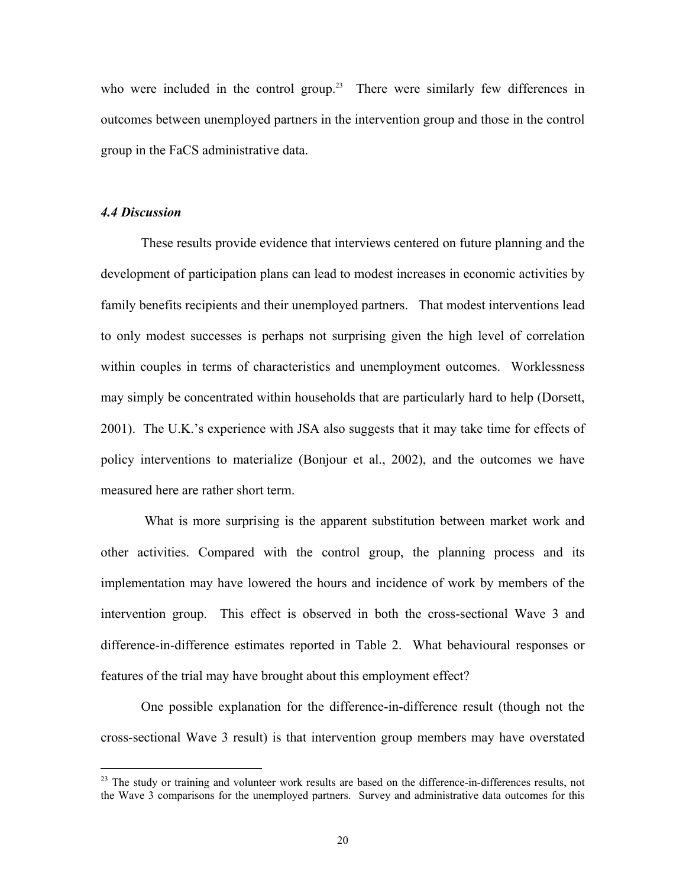who were included in the control group.[23] There were similarly few differences in outcomes between unemployed partners in the intervention group and those in the control group in the FaCS administrative data.

### *4.4 Discussion*

These results provide evidence that interviews centered on future planning and the development of participation plans can lead to modest increases in economic activities by family benefits recipients and their unemployed partners. That modest interventions lead to only modest successes is perhaps not surprising given the high level of correlation within couples in terms of characteristics and unemployment outcomes. Worklessness may simply be concentrated within households that are particularly hard to help (Dorsett, 2001). The U.K.'s experience with JSA also suggests that it may take time for effects of policy interventions to materialize (Bonjour et al., 2002), and the outcomes we have measured here are rather short term.

What is more surprising is the apparent substitution between market work and other activities. Compared with the control group, the planning process and its implementation may have lowered the hours and incidence of work by members of the intervention group. This effect is observed in both the cross-sectional Wave 3 and difference-in-difference estimates reported in Table 2. What behavioural responses or features of the trial may have brought about this employment effect?

One possible explanation for the difference-in-difference result (though not the cross-sectional Wave 3 result) is that intervention group members may have overstated

---

[23] The study or training and volunteer work results are based on the difference-in-differences results, not the Wave 3 comparisons for the unemployed partners. Survey and administrative data outcomes for this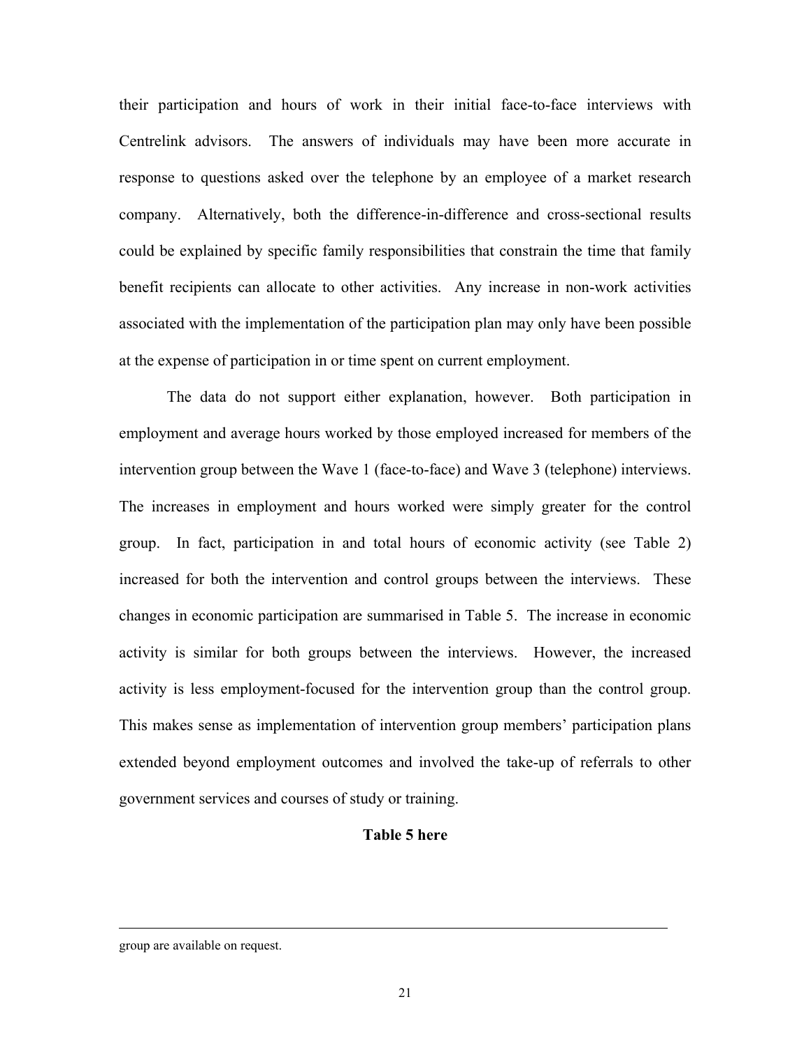their participation and hours of work in their initial face-to-face interviews with Centrelink advisors. The answers of individuals may have been more accurate in response to questions asked over the telephone by an employee of a market research company. Alternatively, both the difference-in-difference and cross-sectional results could be explained by specific family responsibilities that constrain the time that family benefit recipients can allocate to other activities. Any increase in non-work activities associated with the implementation of the participation plan may only have been possible at the expense of participation in or time spent on current employment.

The data do not support either explanation, however. Both participation in employment and average hours worked by those employed increased for members of the intervention group between the Wave 1 (face-to-face) and Wave 3 (telephone) interviews. The increases in employment and hours worked were simply greater for the control group. In fact, participation in and total hours of economic activity (see Table 2) increased for both the intervention and control groups between the interviews. These changes in economic participation are summarised in Table 5. The increase in economic activity is similar for both groups between the interviews. However, the increased activity is less employment-focused for the intervention group than the control group. This makes sense as implementation of intervention group members' participation plans extended beyond employment outcomes and involved the take-up of referrals to other government services and courses of study or training.

**Table 5 here**

---

group are available on request.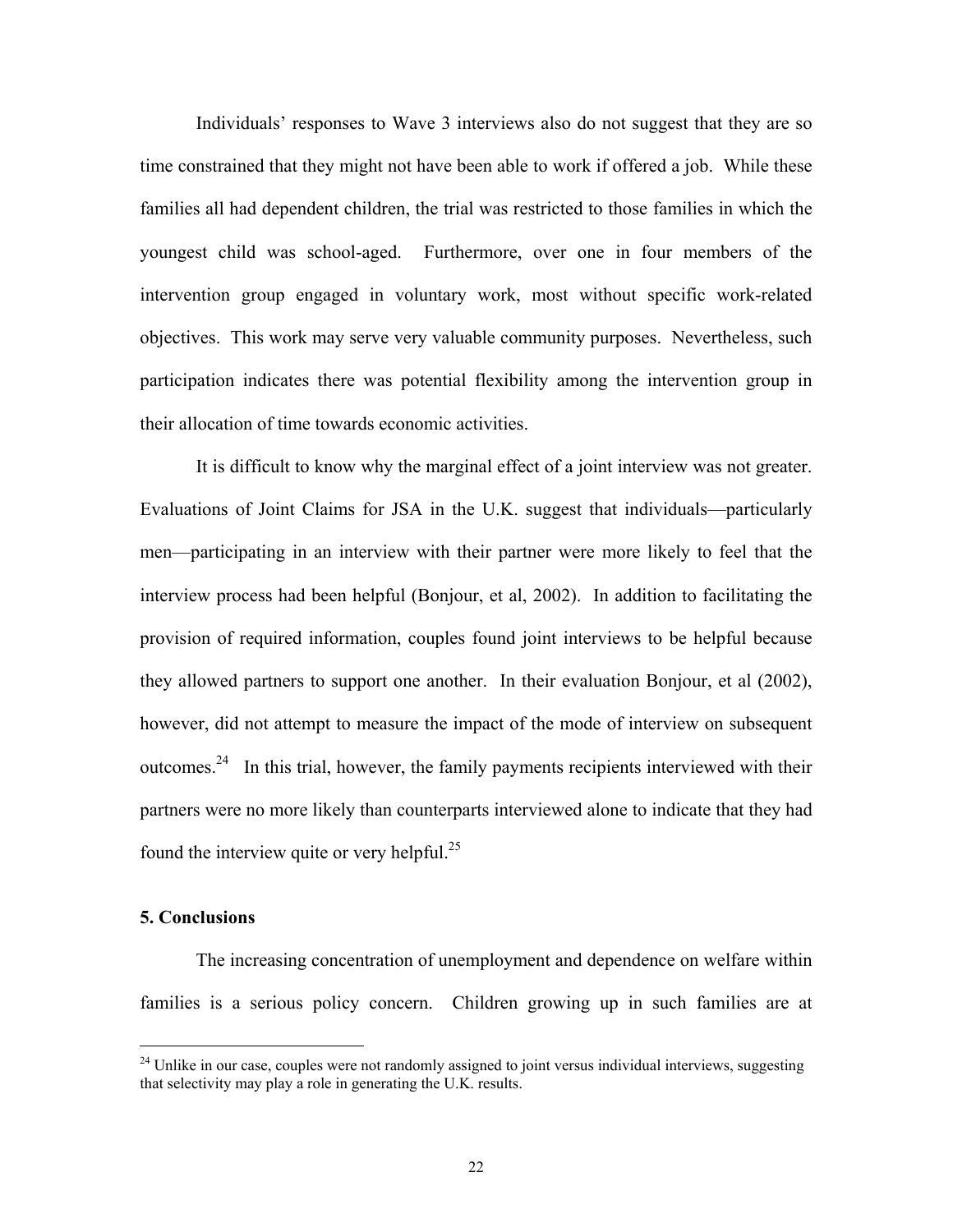Individuals' responses to Wave 3 interviews also do not suggest that they are so time constrained that they might not have been able to work if offered a job. While these families all had dependent children, the trial was restricted to those families in which the youngest child was school-aged. Furthermore, over one in four members of the intervention group engaged in voluntary work, most without specific work-related objectives. This work may serve very valuable community purposes. Nevertheless, such participation indicates there was potential flexibility among the intervention group in their allocation of time towards economic activities.

It is difficult to know why the marginal effect of a joint interview was not greater. Evaluations of Joint Claims for JSA in the U.K. suggest that individuals—particularly men—participating in an interview with their partner were more likely to feel that the interview process had been helpful (Bonjour, et al, 2002). In addition to facilitating the provision of required information, couples found joint interviews to be helpful because they allowed partners to support one another. In their evaluation Bonjour, et al (2002), however, did not attempt to measure the impact of the mode of interview on subsequent outcomes.[24] In this trial, however, the family payments recipients interviewed with their partners were no more likely than counterparts interviewed alone to indicate that they had found the interview quite or very helpful.[25]

## 5. Conclusions

The increasing concentration of unemployment and dependence on welfare within families is a serious policy concern. Children growing up in such families are at

[24] Unlike in our case, couples were not randomly assigned to joint versus individual interviews, suggesting that selectivity may play a role in generating the U.K. results.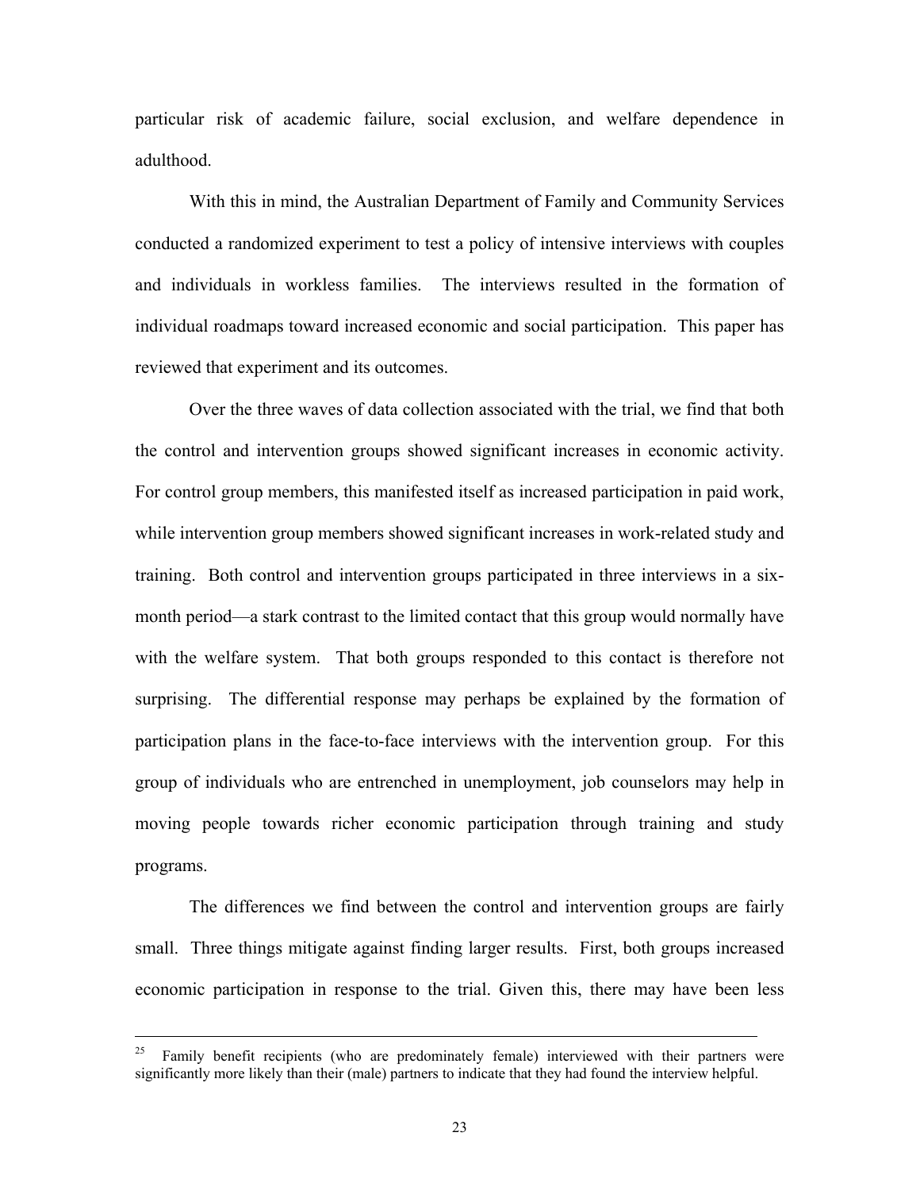particular risk of academic failure, social exclusion, and welfare dependence in adulthood.

With this in mind, the Australian Department of Family and Community Services conducted a randomized experiment to test a policy of intensive interviews with couples and individuals in workless families. The interviews resulted in the formation of individual roadmaps toward increased economic and social participation. This paper has reviewed that experiment and its outcomes.

Over the three waves of data collection associated with the trial, we find that both the control and intervention groups showed significant increases in economic activity. For control group members, this manifested itself as increased participation in paid work, while intervention group members showed significant increases in work-related study and training. Both control and intervention groups participated in three interviews in a six-month period—a stark contrast to the limited contact that this group would normally have with the welfare system. That both groups responded to this contact is therefore not surprising. The differential response may perhaps be explained by the formation of participation plans in the face-to-face interviews with the intervention group. For this group of individuals who are entrenched in unemployment, job counselors may help in moving people towards richer economic participation through training and study programs.

The differences we find between the control and intervention groups are fairly small. Three things mitigate against finding larger results. First, both groups increased economic participation in response to the trial. Given this, there may have been less

---

[25] Family benefit recipients (who are predominately female) interviewed with their partners were significantly more likely than their (male) partners to indicate that they had found the interview helpful.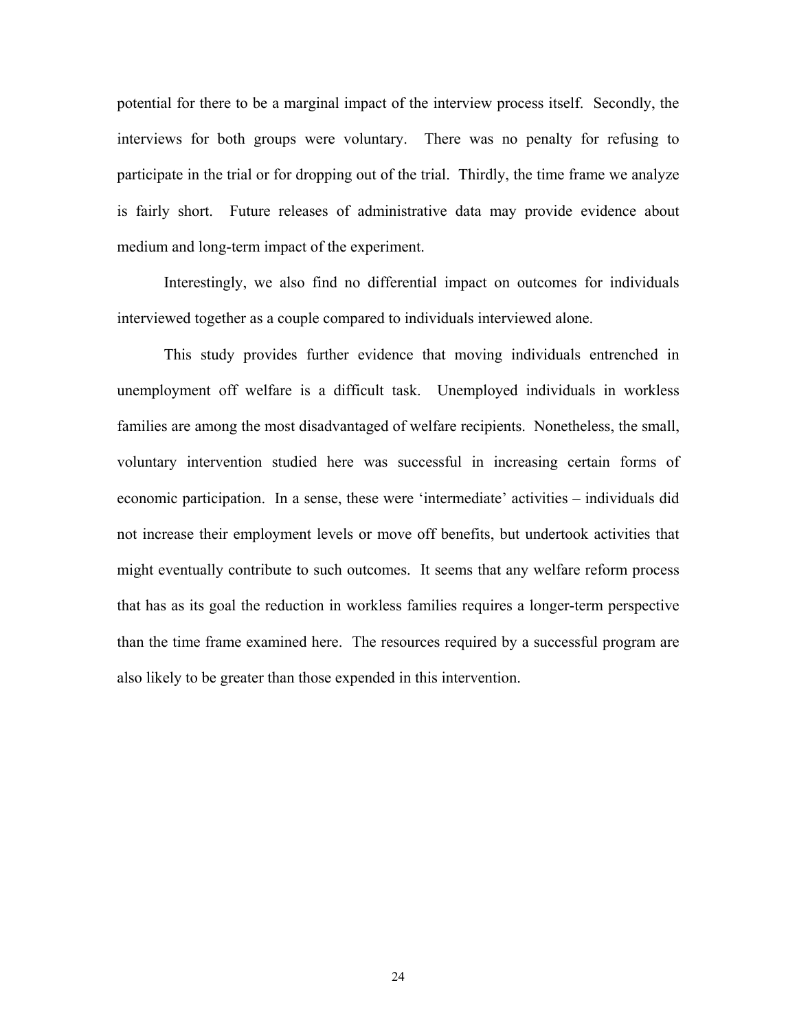potential for there to be a marginal impact of the interview process itself. Secondly, the interviews for both groups were voluntary. There was no penalty for refusing to participate in the trial or for dropping out of the trial. Thirdly, the time frame we analyze is fairly short. Future releases of administrative data may provide evidence about medium and long-term impact of the experiment.

Interestingly, we also find no differential impact on outcomes for individuals interviewed together as a couple compared to individuals interviewed alone.

This study provides further evidence that moving individuals entrenched in unemployment off welfare is a difficult task. Unemployed individuals in workless families are among the most disadvantaged of welfare recipients. Nonetheless, the small, voluntary intervention studied here was successful in increasing certain forms of economic participation. In a sense, these were 'intermediate' activities – individuals did not increase their employment levels or move off benefits, but undertook activities that might eventually contribute to such outcomes. It seems that any welfare reform process that has as its goal the reduction in workless families requires a longer-term perspective than the time frame examined here. The resources required by a successful program are also likely to be greater than those expended in this intervention.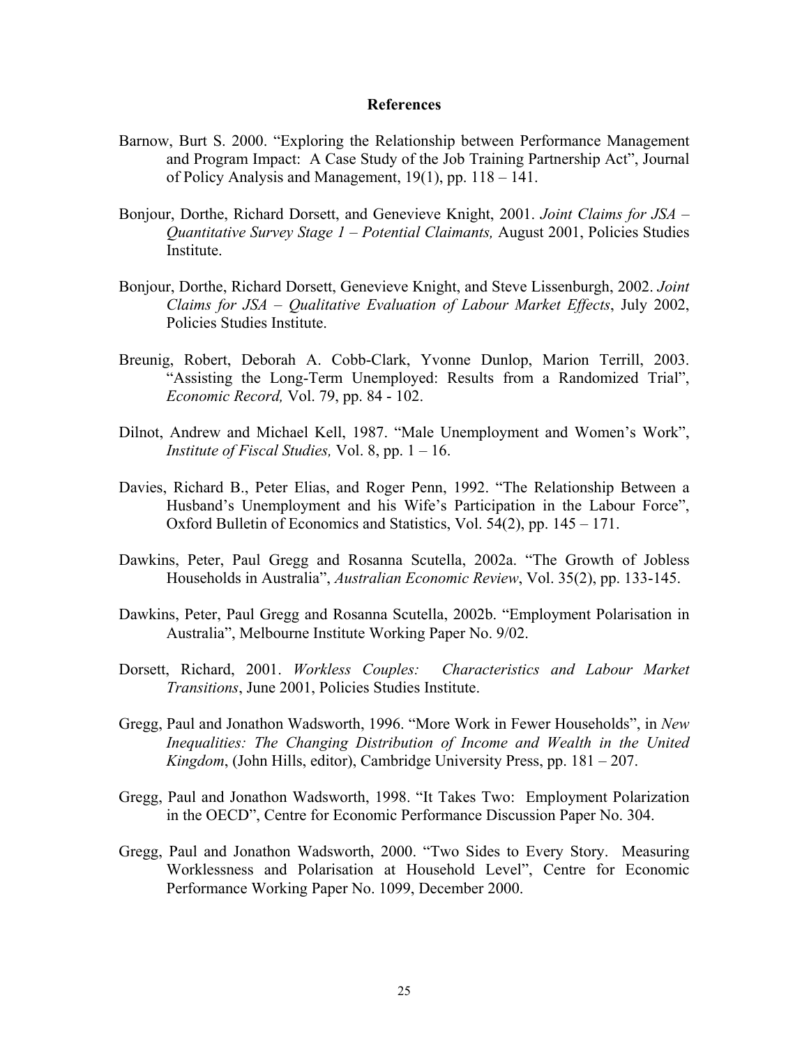## References

Barnow, Burt S. 2000. "Exploring the Relationship between Performance Management and Program Impact: A Case Study of the Job Training Partnership Act", Journal of Policy Analysis and Management, 19(1), pp. 118 – 141.

Bonjour, Dorthe, Richard Dorsett, and Genevieve Knight, 2001. *Joint Claims for JSA – Quantitative Survey Stage 1 – Potential Claimants,* August 2001, Policies Studies Institute.

Bonjour, Dorthe, Richard Dorsett, Genevieve Knight, and Steve Lissenburgh, 2002. *Joint Claims for JSA – Qualitative Evaluation of Labour Market Effects*, July 2002, Policies Studies Institute.

Breunig, Robert, Deborah A. Cobb-Clark, Yvonne Dunlop, Marion Terrill, 2003. "Assisting the Long-Term Unemployed: Results from a Randomized Trial", *Economic Record,* Vol. 79, pp. 84 - 102.

Dilnot, Andrew and Michael Kell, 1987. "Male Unemployment and Women's Work", *Institute of Fiscal Studies,* Vol. 8, pp. 1 – 16.

Davies, Richard B., Peter Elias, and Roger Penn, 1992. "The Relationship Between a Husband's Unemployment and his Wife's Participation in the Labour Force", Oxford Bulletin of Economics and Statistics, Vol. 54(2), pp. 145 – 171.

Dawkins, Peter, Paul Gregg and Rosanna Scutella, 2002a. "The Growth of Jobless Households in Australia", *Australian Economic Review*, Vol. 35(2), pp. 133-145.

Dawkins, Peter, Paul Gregg and Rosanna Scutella, 2002b. "Employment Polarisation in Australia", Melbourne Institute Working Paper No. 9/02.

Dorsett, Richard, 2001. *Workless Couples: Characteristics and Labour Market Transitions*, June 2001, Policies Studies Institute.

Gregg, Paul and Jonathon Wadsworth, 1996. "More Work in Fewer Households", in *New Inequalities: The Changing Distribution of Income and Wealth in the United Kingdom*, (John Hills, editor), Cambridge University Press, pp. 181 – 207.

Gregg, Paul and Jonathon Wadsworth, 1998. "It Takes Two: Employment Polarization in the OECD", Centre for Economic Performance Discussion Paper No. 304.

Gregg, Paul and Jonathon Wadsworth, 2000. "Two Sides to Every Story. Measuring Worklessness and Polarisation at Household Level", Centre for Economic Performance Working Paper No. 1099, December 2000.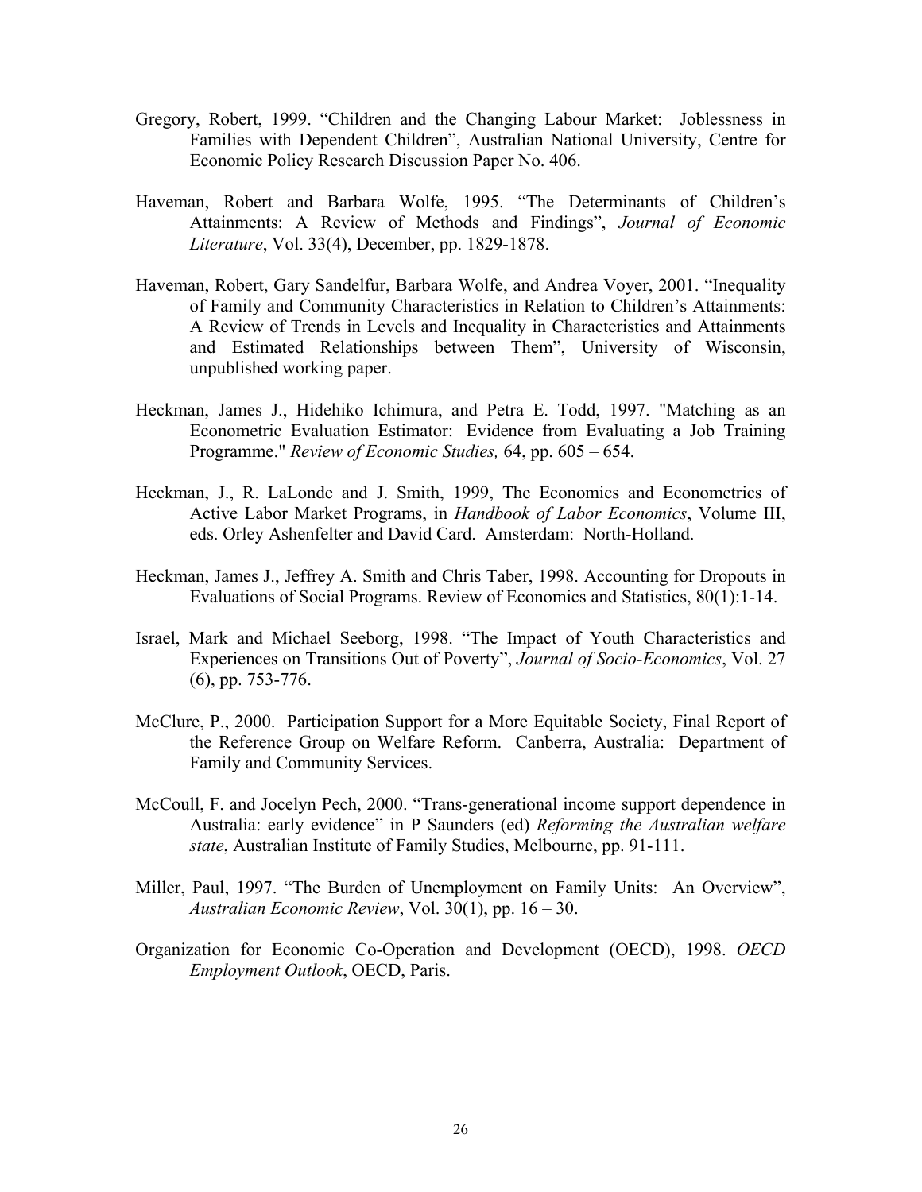Gregory, Robert, 1999. "Children and the Changing Labour Market: Joblessness in Families with Dependent Children", Australian National University, Centre for Economic Policy Research Discussion Paper No. 406.

Haveman, Robert and Barbara Wolfe, 1995. "The Determinants of Children's Attainments: A Review of Methods and Findings", *Journal of Economic Literature*, Vol. 33(4), December, pp. 1829-1878.

Haveman, Robert, Gary Sandelfur, Barbara Wolfe, and Andrea Voyer, 2001. "Inequality of Family and Community Characteristics in Relation to Children's Attainments: A Review of Trends in Levels and Inequality in Characteristics and Attainments and Estimated Relationships between Them", University of Wisconsin, unpublished working paper.

Heckman, James J., Hidehiko Ichimura, and Petra E. Todd, 1997. "Matching as an Econometric Evaluation Estimator: Evidence from Evaluating a Job Training Programme." *Review of Economic Studies,* 64, pp. 605 – 654.

Heckman, J., R. LaLonde and J. Smith, 1999, The Economics and Econometrics of Active Labor Market Programs, in *Handbook of Labor Economics*, Volume III, eds. Orley Ashenfelter and David Card. Amsterdam: North-Holland.

Heckman, James J., Jeffrey A. Smith and Chris Taber, 1998. Accounting for Dropouts in Evaluations of Social Programs. Review of Economics and Statistics, 80(1):1-14.

Israel, Mark and Michael Seeborg, 1998. "The Impact of Youth Characteristics and Experiences on Transitions Out of Poverty", *Journal of Socio-Economics*, Vol. 27 (6), pp. 753-776.

McClure, P., 2000. Participation Support for a More Equitable Society, Final Report of the Reference Group on Welfare Reform. Canberra, Australia: Department of Family and Community Services.

McCoull, F. and Jocelyn Pech, 2000. "Trans-generational income support dependence in Australia: early evidence" in P Saunders (ed) *Reforming the Australian welfare state*, Australian Institute of Family Studies, Melbourne, pp. 91-111.

Miller, Paul, 1997. "The Burden of Unemployment on Family Units: An Overview", *Australian Economic Review*, Vol. 30(1), pp. 16 – 30.

Organization for Economic Co-Operation and Development (OECD), 1998. *OECD Employment Outlook*, OECD, Paris.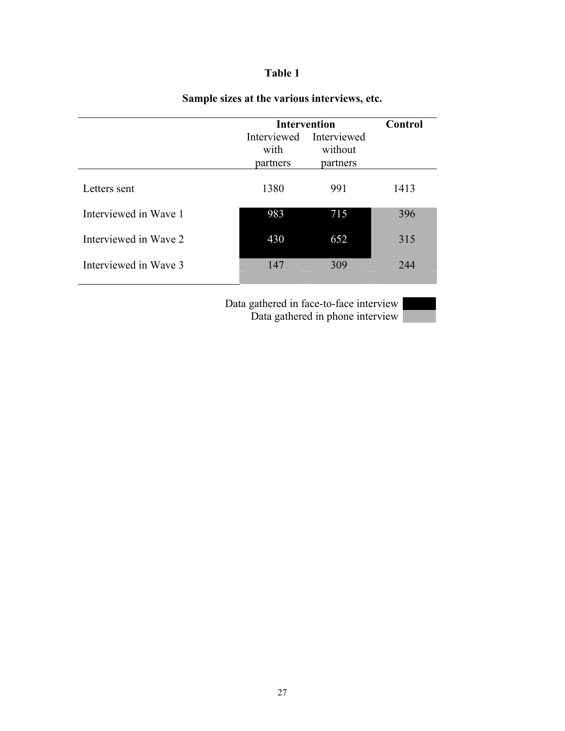## Table 1

### Sample sizes at the various interviews, etc.

| | Intervention | | Control |
|---|---|---|---|
| | Interviewed with partners | Interviewed without partners | |
| Letters sent | 1380 | 991 | 1413 |
| Interviewed in Wave 1 | 983 | 715 | 396 |
| Interviewed in Wave 2 | 430 | 652 | 315 |
| Interviewed in Wave 3 | 147 | 309 | 244 |

Data gathered in face-to-face interview (black): Intervention, Waves 1 and 2

Data gathered in phone interview (grey): Control, all waves; Intervention, Wave 3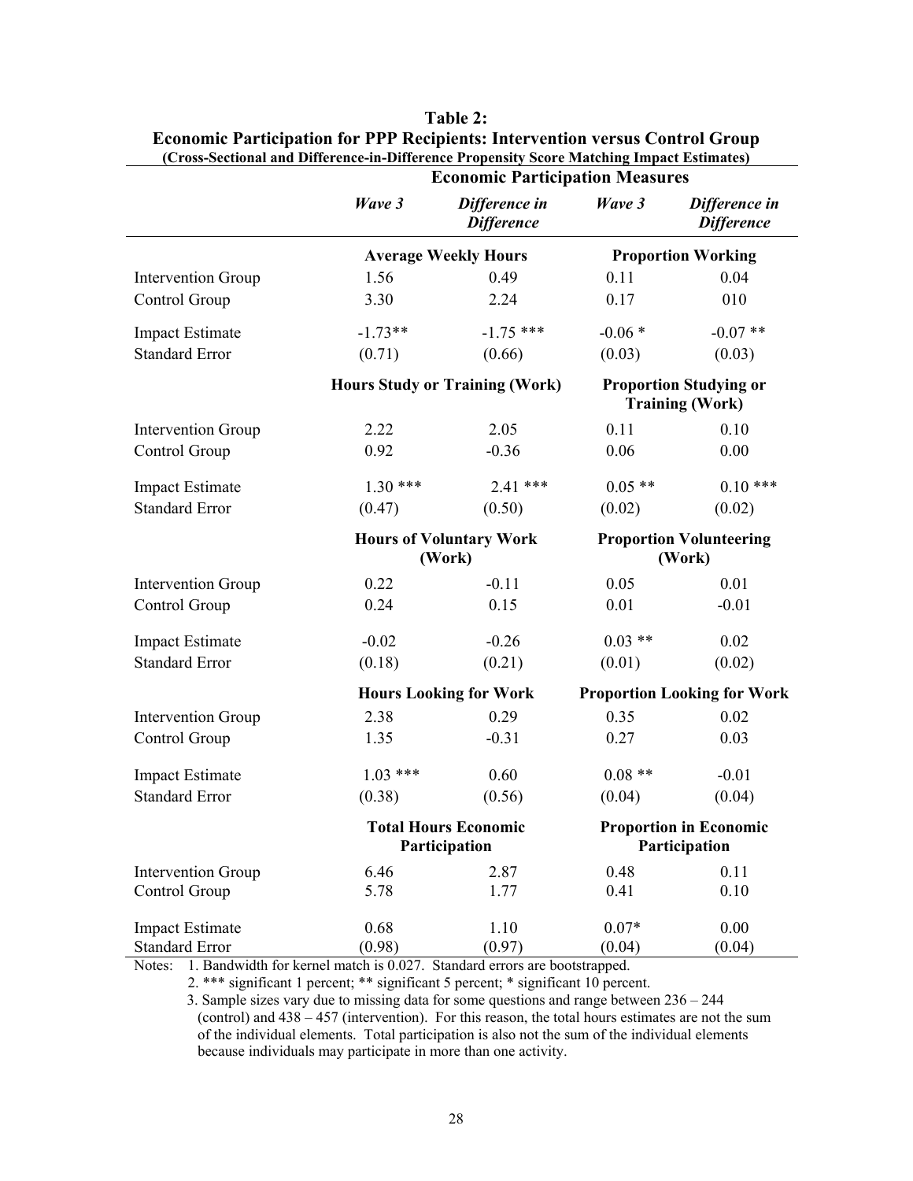**Table 2:**
**Economic Participation for PPP Recipients: Intervention versus Control Group**
**(Cross-Sectional and Difference-in-Difference Propensity Score Matching Impact Estimates)**

| | **Economic Participation Measures** | | | |
|---|---|---|---|---|
| | ***Wave 3*** | ***Difference in Difference*** | ***Wave 3*** | ***Difference in Difference*** |
| | **Average Weekly Hours** | | **Proportion Working** | |
| Intervention Group | 1.56 | 0.49 | 0.11 | 0.04 |
| Control Group | 3.30 | 2.24 | 0.17 | 010 |
| Impact Estimate | -1.73** | -1.75 *** | -0.06 * | -0.07 ** |
| Standard Error | (0.71) | (0.66) | (0.03) | (0.03) |
| | **Hours Study or Training (Work)** | | **Proportion Studying or Training (Work)** | |
| Intervention Group | 2.22 | 2.05 | 0.11 | 0.10 |
| Control Group | 0.92 | -0.36 | 0.06 | 0.00 |
| Impact Estimate | 1.30 *** | 2.41 *** | 0.05 ** | 0.10 *** |
| Standard Error | (0.47) | (0.50) | (0.02) | (0.02) |
| | **Hours of Voluntary Work (Work)** | | **Proportion Volunteering (Work)** | |
| Intervention Group | 0.22 | -0.11 | 0.05 | 0.01 |
| Control Group | 0.24 | 0.15 | 0.01 | -0.01 |
| Impact Estimate | -0.02 | -0.26 | 0.03 ** | 0.02 |
| Standard Error | (0.18) | (0.21) | (0.01) | (0.02) |
| | **Hours Looking for Work** | | **Proportion Looking for Work** | |
| Intervention Group | 2.38 | 0.29 | 0.35 | 0.02 |
| Control Group | 1.35 | -0.31 | 0.27 | 0.03 |
| Impact Estimate | 1.03 *** | 0.60 | 0.08 ** | -0.01 |
| Standard Error | (0.38) | (0.56) | (0.04) | (0.04) |
| | **Total Hours Economic Participation** | | **Proportion in Economic Participation** | |
| Intervention Group | 6.46 | 2.87 | 0.48 | 0.11 |
| Control Group | 5.78 | 1.77 | 0.41 | 0.10 |
| Impact Estimate | 0.68 | 1.10 | 0.07* | 0.00 |
| Standard Error | (0.98) | (0.97) | (0.04) | (0.04) |

Notes: 1. Bandwidth for kernel match is 0.027. Standard errors are bootstrapped.

2. *** significant 1 percent; ** significant 5 percent; * significant 10 percent.

3. Sample sizes vary due to missing data for some questions and range between 236 – 244 (control) and 438 – 457 (intervention). For this reason, the total hours estimates are not the sum of the individual elements. Total participation is also not the sum of the individual elements because individuals may participate in more than one activity.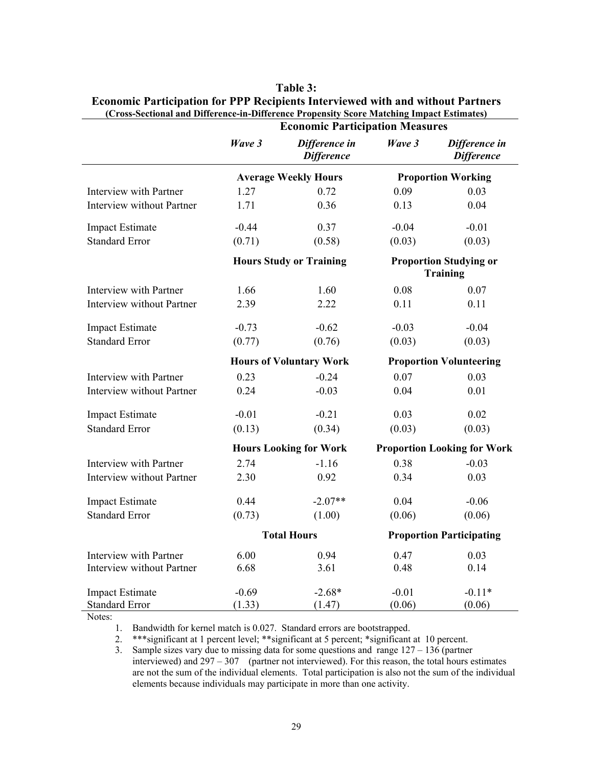**Table 3:**
**Economic Participation for PPP Recipients Interviewed with and without Partners**
**(Cross-Sectional and Difference-in-Difference Propensity Score Matching Impact Estimates)**

| | Economic Participation Measures | | | |
|---|---|---|---|---|
| | ***Wave 3*** | ***Difference in Difference*** | ***Wave 3*** | ***Difference in Difference*** |
| | **Average Weekly Hours** | | **Proportion Working** | |
| Interview with Partner | 1.27 | 0.72 | 0.09 | 0.03 |
| Interview without Partner | 1.71 | 0.36 | 0.13 | 0.04 |
| Impact Estimate | -0.44 | 0.37 | -0.04 | -0.01 |
| Standard Error | (0.71) | (0.58) | (0.03) | (0.03) |
| | **Hours Study or Training** | | **Proportion Studying or Training** | |
| Interview with Partner | 1.66 | 1.60 | 0.08 | 0.07 |
| Interview without Partner | 2.39 | 2.22 | 0.11 | 0.11 |
| Impact Estimate | -0.73 | -0.62 | -0.03 | -0.04 |
| Standard Error | (0.77) | (0.76) | (0.03) | (0.03) |
| | **Hours of Voluntary Work** | | **Proportion Volunteering** | |
| Interview with Partner | 0.23 | -0.24 | 0.07 | 0.03 |
| Interview without Partner | 0.24 | -0.03 | 0.04 | 0.01 |
| Impact Estimate | -0.01 | -0.21 | 0.03 | 0.02 |
| Standard Error | (0.13) | (0.34) | (0.03) | (0.03) |
| | **Hours Looking for Work** | | **Proportion Looking for Work** | |
| Interview with Partner | 2.74 | -1.16 | 0.38 | -0.03 |
| Interview without Partner | 2.30 | 0.92 | 0.34 | 0.03 |
| Impact Estimate | 0.44 | -2.07** | 0.04 | -0.06 |
| Standard Error | (0.73) | (1.00) | (0.06) | (0.06) |
| | **Total Hours** | | **Proportion Participating** | |
| Interview with Partner | 6.00 | 0.94 | 0.47 | 0.03 |
| Interview without Partner | 6.68 | 3.61 | 0.48 | 0.14 |
| Impact Estimate | -0.69 | -2.68* | -0.01 | -0.11* |
| Standard Error | (1.33) | (1.47) | (0.06) | (0.06) |

Notes:

1. Bandwidth for kernel match is 0.027. Standard errors are bootstrapped.
2. ***significant at 1 percent level; **significant at 5 percent; *significant at 10 percent.
3. Sample sizes vary due to missing data for some questions and range 127 – 136 (partner interviewed) and 297 – 307 (partner not interviewed). For this reason, the total hours estimates are not the sum of the individual elements. Total participation is also not the sum of the individual elements because individuals may participate in more than one activity.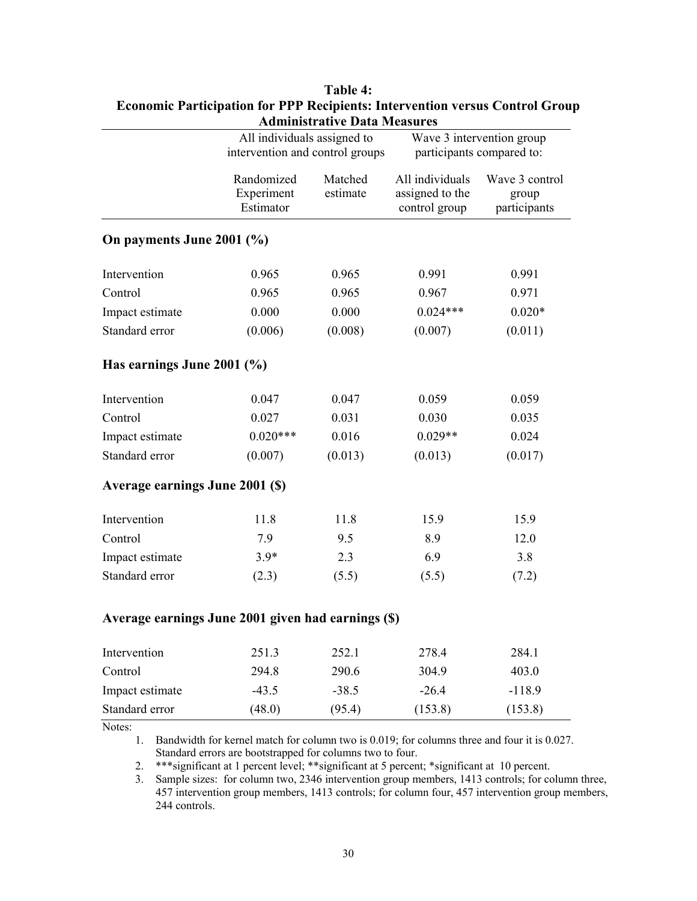**Table 4:**
**Economic Participation for PPP Recipients: Intervention versus Control Group Administrative Data Measures**

| | All individuals assigned to intervention and control groups | | Wave 3 intervention group participants compared to: | |
|---|---|---|---|---|
| | Randomized Experiment Estimator | Matched estimate | All individuals assigned to the control group | Wave 3 control group participants |
| **On payments June 2001 (%)** | | | | |
| Intervention | 0.965 | 0.965 | 0.991 | 0.991 |
| Control | 0.965 | 0.965 | 0.967 | 0.971 |
| Impact estimate | 0.000 | 0.000 | 0.024*** | 0.020* |
| Standard error | (0.006) | (0.008) | (0.007) | (0.011) |
| **Has earnings June 2001 (%)** | | | | |
| Intervention | 0.047 | 0.047 | 0.059 | 0.059 |
| Control | 0.027 | 0.031 | 0.030 | 0.035 |
| Impact estimate | 0.020*** | 0.016 | 0.029** | 0.024 |
| Standard error | (0.007) | (0.013) | (0.013) | (0.017) |
| **Average earnings June 2001 ($)** | | | | |
| Intervention | 11.8 | 11.8 | 15.9 | 15.9 |
| Control | 7.9 | 9.5 | 8.9 | 12.0 |
| Impact estimate | 3.9* | 2.3 | 6.9 | 3.8 |
| Standard error | (2.3) | (5.5) | (5.5) | (7.2) |
| **Average earnings June 2001 given had earnings ($)** | | | | |
| Intervention | 251.3 | 252.1 | 278.4 | 284.1 |
| Control | 294.8 | 290.6 | 304.9 | 403.0 |
| Impact estimate | -43.5 | -38.5 | -26.4 | -118.9 |
| Standard error | (48.0) | (95.4) | (153.8) | (153.8) |

Notes:

1. Bandwidth for kernel match for column two is 0.019; for columns three and four it is 0.027. Standard errors are bootstrapped for columns two to four.
2. ***significant at 1 percent level; **significant at 5 percent; *significant at 10 percent.
3. Sample sizes: for column two, 2346 intervention group members, 1413 controls; for column three, 457 intervention group members, 1413 controls; for column four, 457 intervention group members, 244 controls.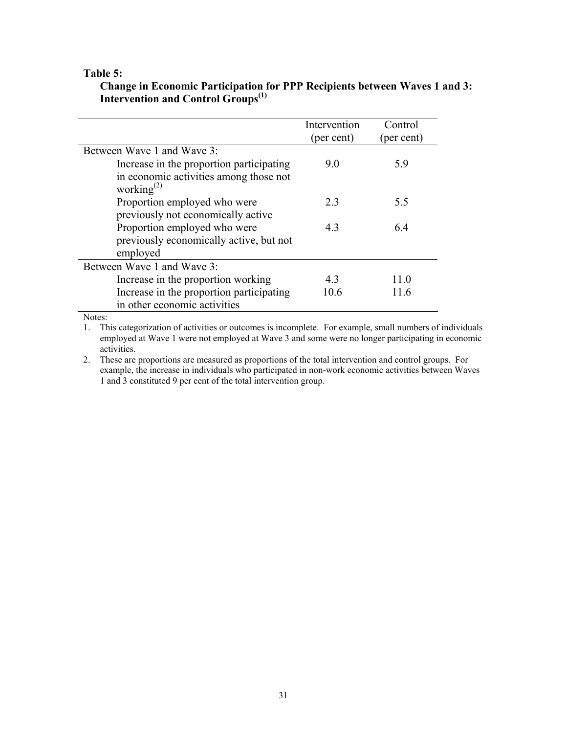**Table 5:**

**Change in Economic Participation for PPP Recipients between Waves 1 and 3: Intervention and Control Groups[(1)]**

| | Intervention (per cent) | Control (per cent) |
|---|---|---|
| Between Wave 1 and Wave 3: | | |
| Increase in the proportion participating in economic activities among those not working[(2)] | 9.0 | 5.9 |
| Proportion employed who were previously not economically active | 2.3 | 5.5 |
| Proportion employed who were previously economically active, but not employed | 4.3 | 6.4 |
| Between Wave 1 and Wave 3: | | |
| Increase in the proportion working | 4.3 | 11.0 |
| Increase in the proportion participating in other economic activities | 10.6 | 11.6 |

Notes:

1. This categorization of activities or outcomes is incomplete. For example, small numbers of individuals employed at Wave 1 were not employed at Wave 3 and some were no longer participating in economic activities.
2. These are proportions are measured as proportions of the total intervention and control groups. For example, the increase in individuals who participated in non-work economic activities between Waves 1 and 3 constituted 9 per cent of the total intervention group.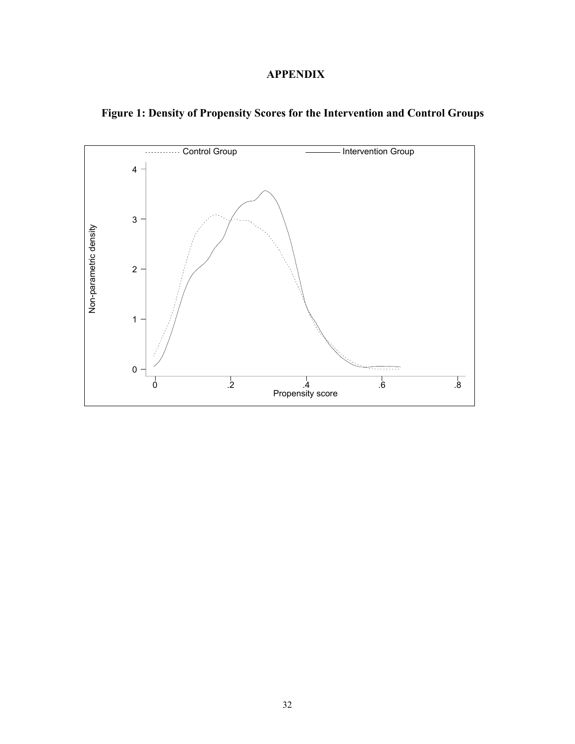# APPENDIX

**Figure 1: Density of Propensity Scores for the Intervention and Control Groups**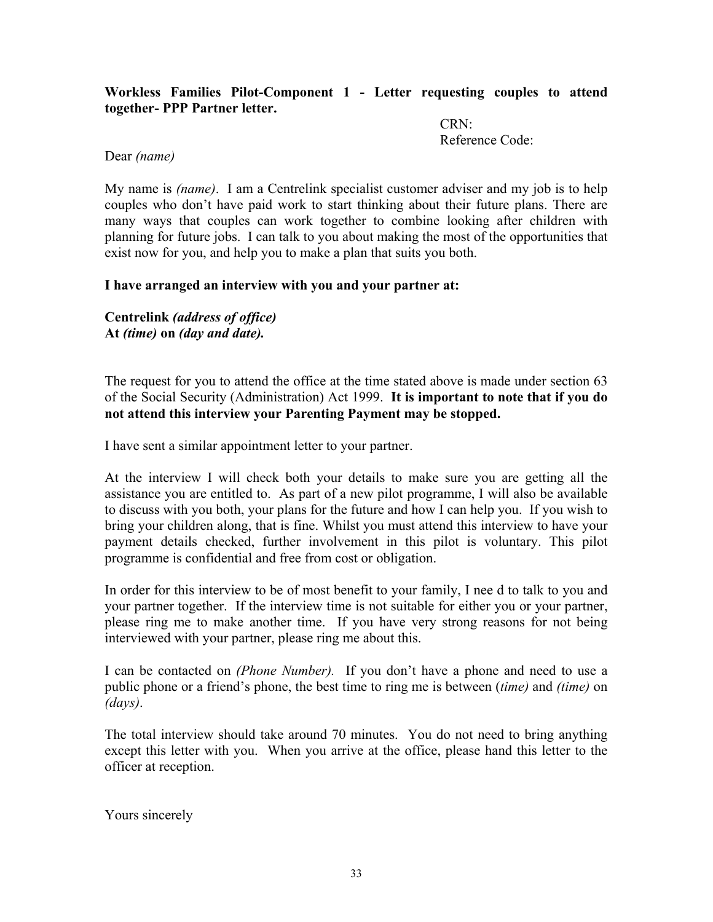**Workless Families Pilot-Component 1 - Letter requesting couples to attend together- PPP Partner letter.**

CRN:
Reference Code:

Dear *(name)*

My name is *(name)*. I am a Centrelink specialist customer adviser and my job is to help couples who don't have paid work to start thinking about their future plans. There are many ways that couples can work together to combine looking after children with planning for future jobs. I can talk to you about making the most of the opportunities that exist now for you, and help you to make a plan that suits you both.

**I have arranged an interview with you and your partner at:**

**Centrelink *(address of office)***
**At *(time)* on *(day and date).***

The request for you to attend the office at the time stated above is made under section 63 of the Social Security (Administration) Act 1999. **It is important to note that if you do not attend this interview your Parenting Payment may be stopped.**

I have sent a similar appointment letter to your partner.

At the interview I will check both your details to make sure you are getting all the assistance you are entitled to. As part of a new pilot programme, I will also be available to discuss with you both, your plans for the future and how I can help you. If you wish to bring your children along, that is fine. Whilst you must attend this interview to have your payment details checked, further involvement in this pilot is voluntary. This pilot programme is confidential and free from cost or obligation.

In order for this interview to be of most benefit to your family, I nee d to talk to you and your partner together. If the interview time is not suitable for either you or your partner, please ring me to make another time. If you have very strong reasons for not being interviewed with your partner, please ring me about this.

I can be contacted on *(Phone Number).* If you don't have a phone and need to use a public phone or a friend's phone, the best time to ring me is between (*time)* and *(time)* on *(days)*.

The total interview should take around 70 minutes. You do not need to bring anything except this letter with you. When you arrive at the office, please hand this letter to the officer at reception.

Yours sincerely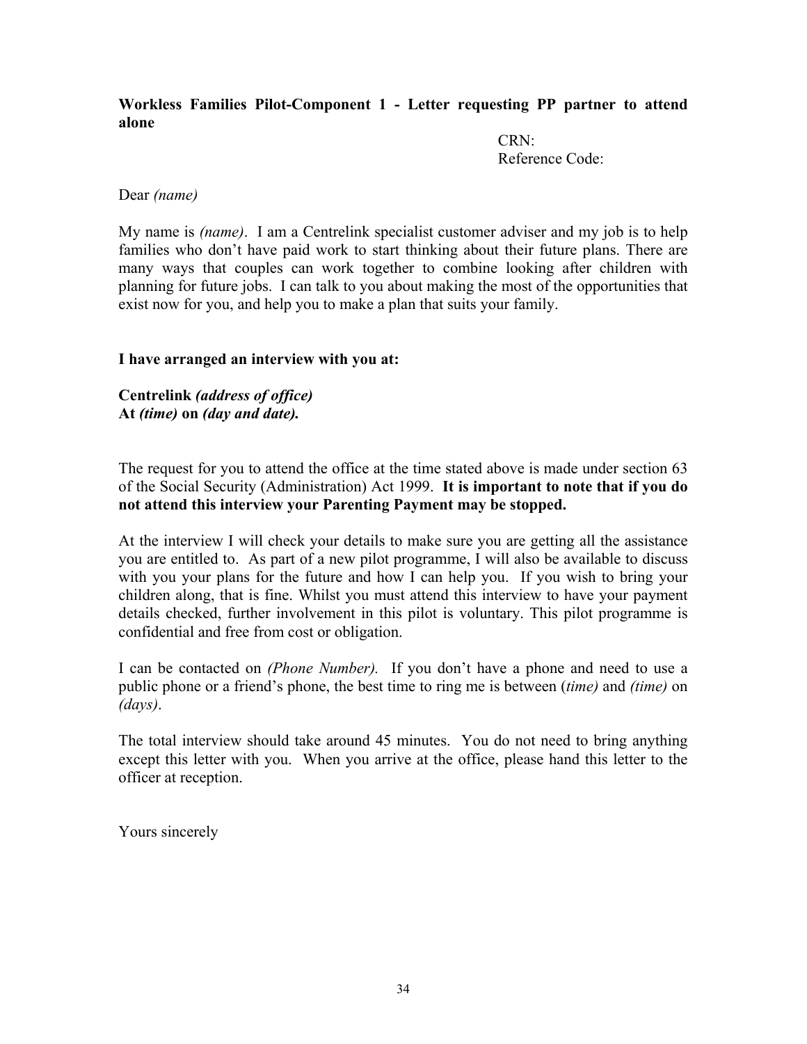**Workless Families Pilot-Component 1 - Letter requesting PP partner to attend alone**

CRN:
Reference Code:

Dear *(name)*

My name is *(name)*. I am a Centrelink specialist customer adviser and my job is to help families who don't have paid work to start thinking about their future plans. There are many ways that couples can work together to combine looking after children with planning for future jobs. I can talk to you about making the most of the opportunities that exist now for you, and help you to make a plan that suits your family.

**I have arranged an interview with you at:**

**Centrelink *(address of office)***
**At *(time)* on *(day and date).***

The request for you to attend the office at the time stated above is made under section 63 of the Social Security (Administration) Act 1999. **It is important to note that if you do not attend this interview your Parenting Payment may be stopped.**

At the interview I will check your details to make sure you are getting all the assistance you are entitled to. As part of a new pilot programme, I will also be available to discuss with you your plans for the future and how I can help you. If you wish to bring your children along, that is fine. Whilst you must attend this interview to have your payment details checked, further involvement in this pilot is voluntary. This pilot programme is confidential and free from cost or obligation.

I can be contacted on *(Phone Number).* If you don't have a phone and need to use a public phone or a friend's phone, the best time to ring me is between (*time)* and *(time)* on *(days)*.

The total interview should take around 45 minutes. You do not need to bring anything except this letter with you. When you arrive at the office, please hand this letter to the officer at reception.

Yours sincerely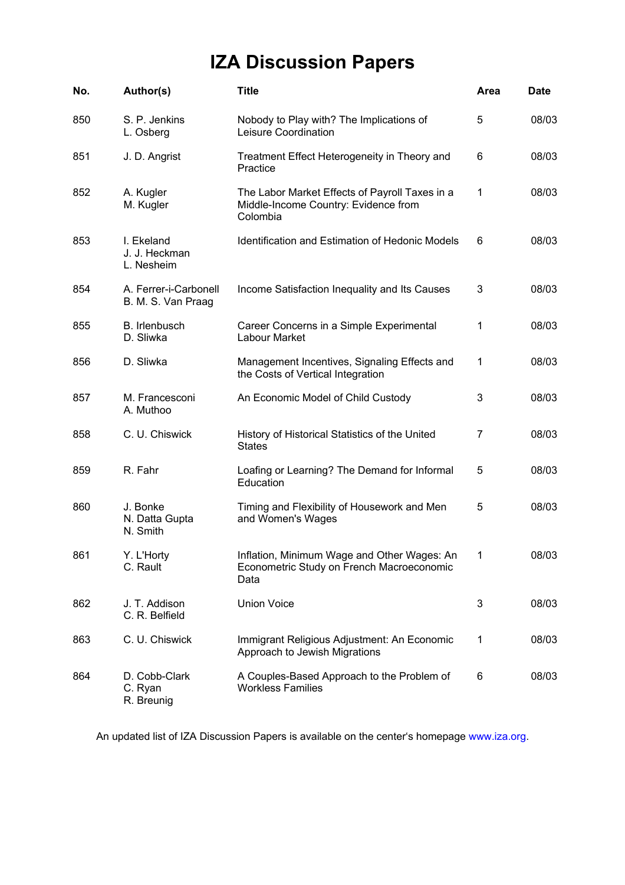# IZA Discussion Papers

| No. | Author(s) | Title | Area | Date |
|---|---|---|---|---|
| 850 | S. P. Jenkins<br>L. Osberg | Nobody to Play with? The Implications of Leisure Coordination | 5 | 08/03 |
| 851 | J. D. Angrist | Treatment Effect Heterogeneity in Theory and Practice | 6 | 08/03 |
| 852 | A. Kugler<br>M. Kugler | The Labor Market Effects of Payroll Taxes in a Middle-Income Country: Evidence from Colombia | 1 | 08/03 |
| 853 | I. Ekeland<br>J. J. Heckman<br>L. Nesheim | Identification and Estimation of Hedonic Models | 6 | 08/03 |
| 854 | A. Ferrer-i-Carbonell<br>B. M. S. Van Praag | Income Satisfaction Inequality and Its Causes | 3 | 08/03 |
| 855 | B. Irlenbusch<br>D. Sliwka | Career Concerns in a Simple Experimental Labour Market | 1 | 08/03 |
| 856 | D. Sliwka | Management Incentives, Signaling Effects and the Costs of Vertical Integration | 1 | 08/03 |
| 857 | M. Francesconi<br>A. Muthoo | An Economic Model of Child Custody | 3 | 08/03 |
| 858 | C. U. Chiswick | History of Historical Statistics of the United States | 7 | 08/03 |
| 859 | R. Fahr | Loafing or Learning? The Demand for Informal Education | 5 | 08/03 |
| 860 | J. Bonke<br>N. Datta Gupta<br>N. Smith | Timing and Flexibility of Housework and Men and Women's Wages | 5 | 08/03 |
| 861 | Y. L'Horty<br>C. Rault | Inflation, Minimum Wage and Other Wages: An Econometric Study on French Macroeconomic Data | 1 | 08/03 |
| 862 | J. T. Addison<br>C. R. Belfield | Union Voice | 3 | 08/03 |
| 863 | C. U. Chiswick | Immigrant Religious Adjustment: An Economic Approach to Jewish Migrations | 1 | 08/03 |
| 864 | D. Cobb-Clark<br>C. Ryan<br>R. Breunig | A Couples-Based Approach to the Problem of Workless Families | 6 | 08/03 |

An updated list of IZA Discussion Papers is available on the center's homepage www.iza.org.